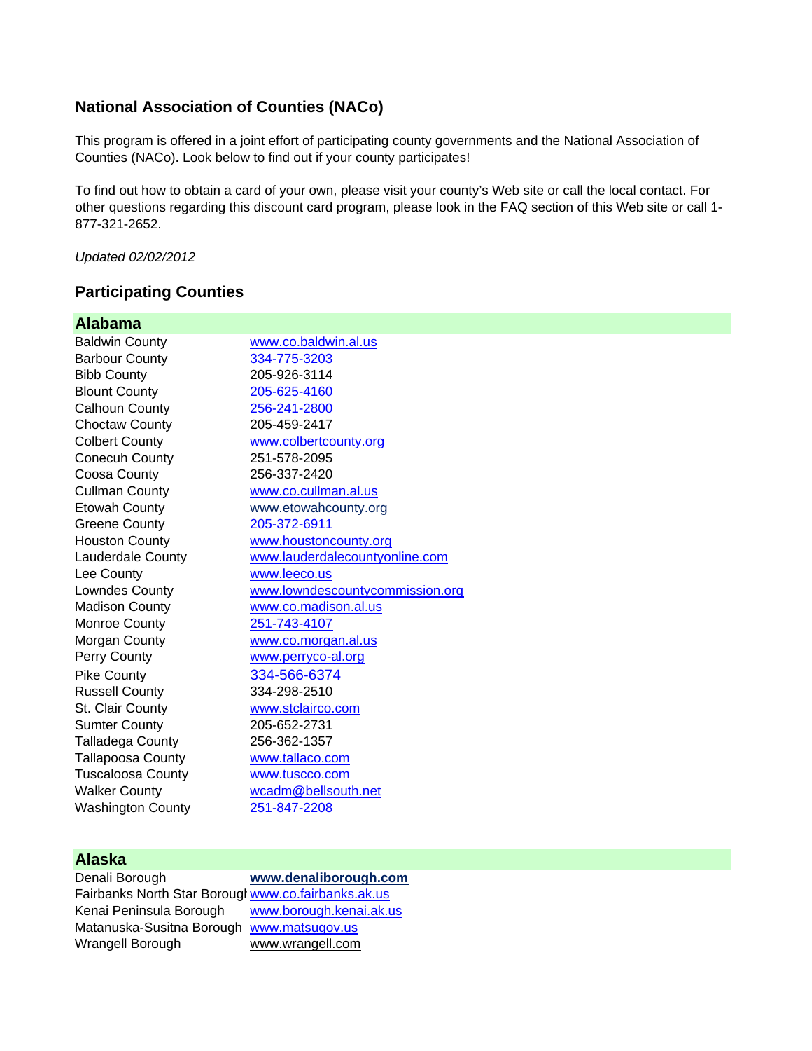## National Association of Counties (NACo)

This program is offered in a joint effort of participating county governments and the National Association of Counties (NACo). Look below to find out if your county participates!

To find out how to obtain a card of your own, please visit your county's Web site or call the local contact. For other questions regarding this discount card program, please look in the FAQ section of this Web site or call 1-877-321-2652.

*Updated 02/02/2012*

## Participating Counties

### Alabama

| | |
|---|---|
| Baldwin County | www.co.baldwin.al.us |
| Barbour County | 334-775-3203 |
| Bibb County | 205-926-3114 |
| Blount County | 205-625-4160 |
| Calhoun County | 256-241-2800 |
| Choctaw County | 205-459-2417 |
| Colbert County | www.colbertcounty.org |
| Conecuh County | 251-578-2095 |
| Coosa County | 256-337-2420 |
| Cullman County | www.co.cullman.al.us |
| Etowah County | www.etowahcounty.org |
| Greene County | 205-372-6911 |
| Houston County | www.houstoncounty.org |
| Lauderdale County | www.lauderdalecountyonline.com |
| Lee County | www.leeco.us |
| Lowndes County | www.lowndescountycommission.org |
| Madison County | www.co.madison.al.us |
| Monroe County | 251-743-4107 |
| Morgan County | www.co.morgan.al.us |
| Perry County | www.perryco-al.org |
| Pike County | 334-566-6374 |
| Russell County | 334-298-2510 |
| St. Clair County | www.stclairco.com |
| Sumter County | 205-652-2731 |
| Talladega County | 256-362-1357 |
| Tallapoosa County | www.tallaco.com |
| Tuscaloosa County | www.tuscco.com |
| Walker County | wcadm@bellsouth.net |
| Washington County | 251-847-2208 |

### Alaska

| | |
|---|---|
| Denali Borough | **www.denaliborough.com** |
| Fairbanks North Star Borough | www.co.fairbanks.ak.us |
| Kenai Peninsula Borough | www.borough.kenai.ak.us |
| Matanuska-Susitna Borough | www.matsugov.us |
| Wrangell Borough | www.wrangell.com |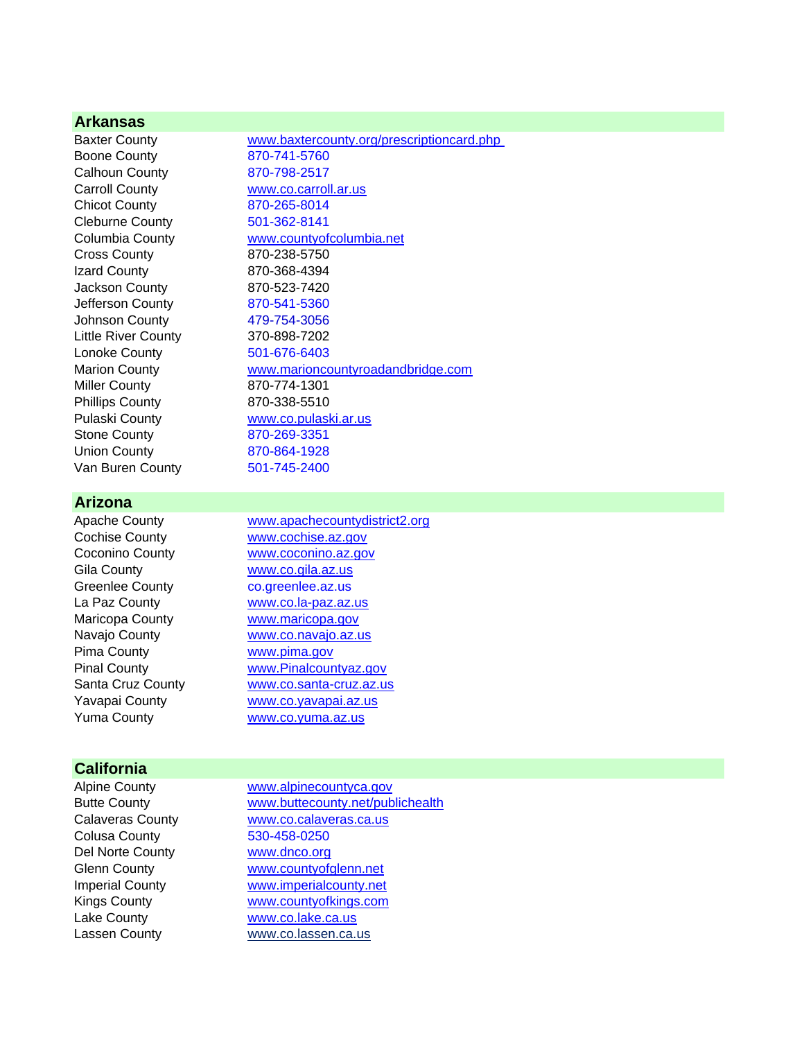## Arkansas

| | |
|---|---|
| Baxter County | www.baxtercounty.org/prescriptioncard.php |
| Boone County | 870-741-5760 |
| Calhoun County | 870-798-2517 |
| Carroll County | www.co.carroll.ar.us |
| Chicot County | 870-265-8014 |
| Cleburne County | 501-362-8141 |
| Columbia County | www.countyofcolumbia.net |
| Cross County | 870-238-5750 |
| Izard County | 870-368-4394 |
| Jackson County | 870-523-7420 |
| Jefferson County | 870-541-5360 |
| Johnson County | 479-754-3056 |
| Little River County | 370-898-7202 |
| Lonoke County | 501-676-6403 |
| Marion County | www.marioncountyroadandbridge.com |
| Miller County | 870-774-1301 |
| Phillips County | 870-338-5510 |
| Pulaski County | www.co.pulaski.ar.us |
| Stone County | 870-269-3351 |
| Union County | 870-864-1928 |
| Van Buren County | 501-745-2400 |

## Arizona

| | |
|---|---|
| Apache County | www.apachecountydistrict2.org |
| Cochise County | www.cochise.az.gov |
| Coconino County | www.coconino.az.gov |
| Gila County | www.co.gila.az.us |
| Greenlee County | co.greenlee.az.us |
| La Paz County | www.co.la-paz.az.us |
| Maricopa County | www.maricopa.gov |
| Navajo County | www.co.navajo.az.us |
| Pima County | www.pima.gov |
| Pinal County | www.Pinalcountyaz.gov |
| Santa Cruz County | www.co.santa-cruz.az.us |
| Yavapai County | www.co.yavapai.az.us |
| Yuma County | www.co.yuma.az.us |

## California

| | |
|---|---|
| Alpine County | www.alpinecountyca.gov |
| Butte County | www.buttecounty.net/publichealth |
| Calaveras County | www.co.calaveras.ca.us |
| Colusa County | 530-458-0250 |
| Del Norte County | www.dnco.org |
| Glenn County | www.countyofglenn.net |
| Imperial County | www.imperialcounty.net |
| Kings County | www.countyofkings.com |
| Lake County | www.co.lake.ca.us |
| Lassen County | www.co.lassen.ca.us |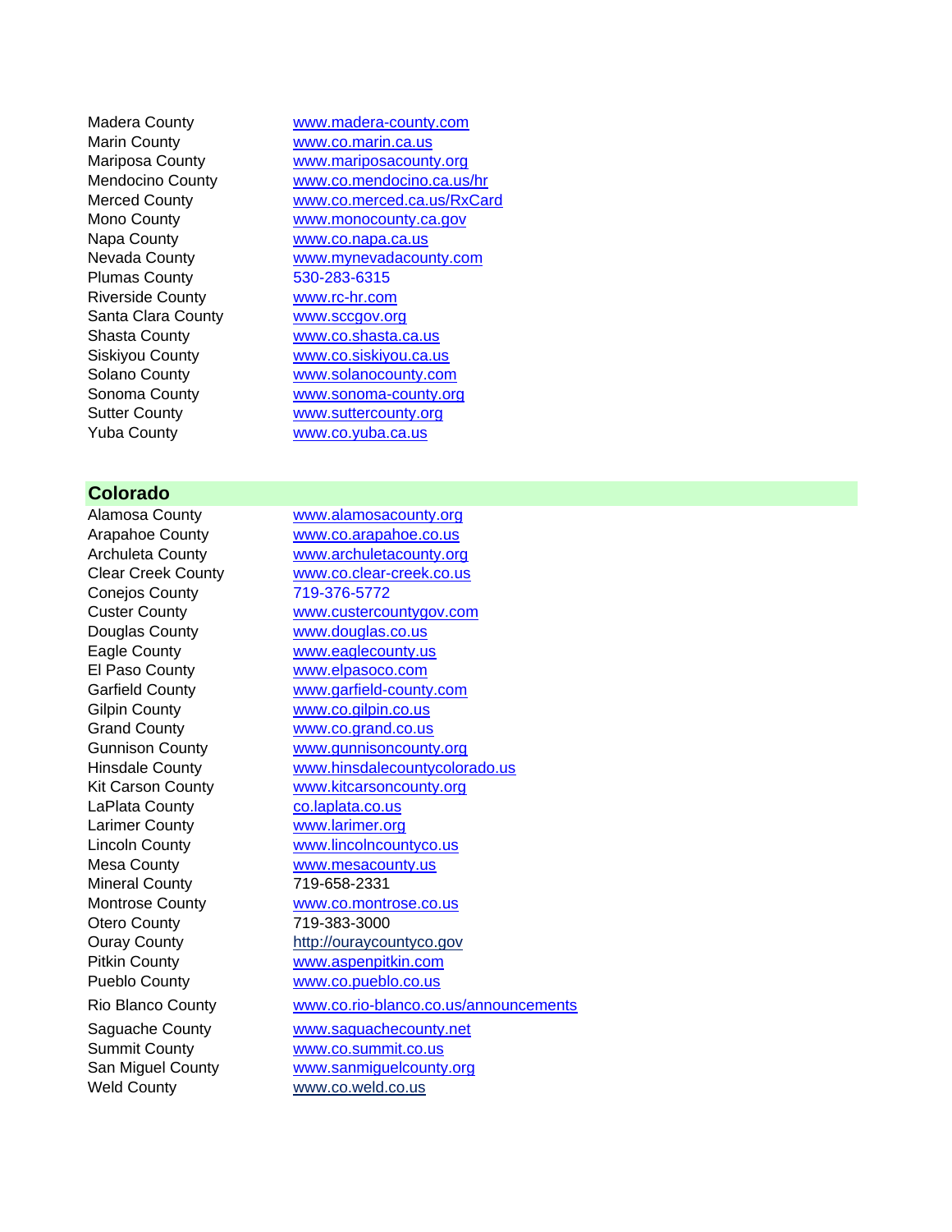| | |
|---|---|
| Madera County | www.madera-county.com |
| Marin County | www.co.marin.ca.us |
| Mariposa County | www.mariposacounty.org |
| Mendocino County | www.co.mendocino.ca.us/hr |
| Merced County | www.co.merced.ca.us/RxCard |
| Mono County | www.monocounty.ca.gov |
| Napa County | www.co.napa.ca.us |
| Nevada County | www.mynevadacounty.com |
| Plumas County | 530-283-6315 |
| Riverside County | www.rc-hr.com |
| Santa Clara County | www.sccgov.org |
| Shasta County | www.co.shasta.ca.us |
| Siskiyou County | www.co.siskiyou.ca.us |
| Solano County | www.solanocounty.com |
| Sonoma County | www.sonoma-county.org |
| Sutter County | www.suttercounty.org |
| Yuba County | www.co.yuba.ca.us |

## Colorado

| | |
|---|---|
| Alamosa County | www.alamosacounty.org |
| Arapahoe County | www.co.arapahoe.co.us |
| Archuleta County | www.archuletacounty.org |
| Clear Creek County | www.co.clear-creek.co.us |
| Conejos County | 719-376-5772 |
| Custer County | www.custercountygov.com |
| Douglas County | www.douglas.co.us |
| Eagle County | www.eaglecounty.us |
| El Paso County | www.elpasoco.com |
| Garfield County | www.garfield-county.com |
| Gilpin County | www.co.gilpin.co.us |
| Grand County | www.co.grand.co.us |
| Gunnison County | www.gunnisoncounty.org |
| Hinsdale County | www.hinsdalecountycolorado.us |
| Kit Carson County | www.kitcarsoncounty.org |
| LaPlata County | co.laplata.co.us |
| Larimer County | www.larimer.org |
| Lincoln County | www.lincolncountyco.us |
| Mesa County | www.mesacounty.us |
| Mineral County | 719-658-2331 |
| Montrose County | www.co.montrose.co.us |
| Otero County | 719-383-3000 |
| Ouray County | http://ouraycountyco.gov |
| Pitkin County | www.aspenpitkin.com |
| Pueblo County | www.co.pueblo.co.us |
| Rio Blanco County | www.co.rio-blanco.co.us/announcements |
| Saguache County | www.saguachecounty.net |
| Summit County | www.co.summit.co.us |
| San Miguel County | www.sanmiguelcounty.org |
| Weld County | www.co.weld.co.us |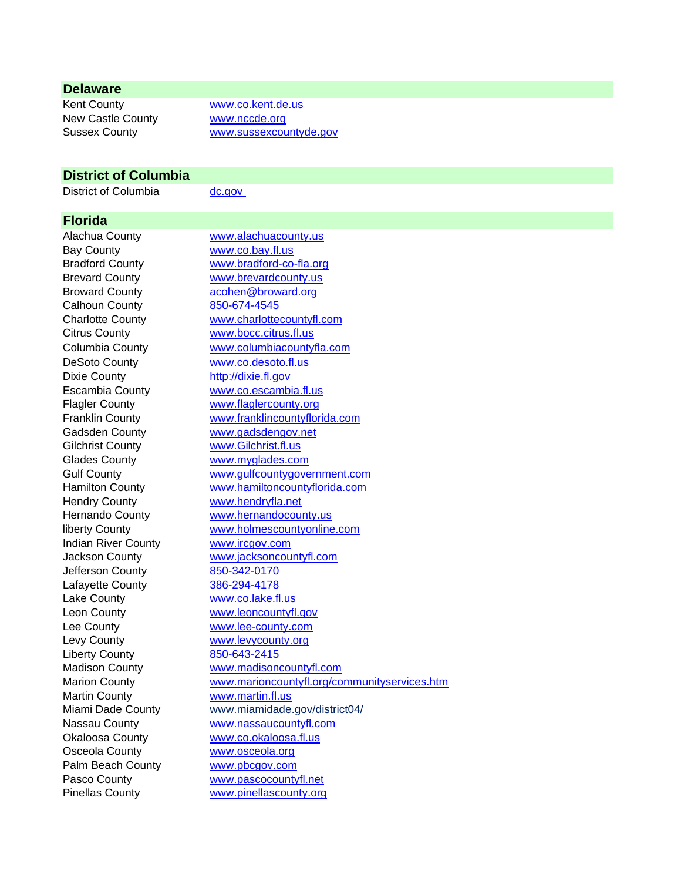## Delaware

| | |
|---|---|
| Kent County | www.co.kent.de.us |
| New Castle County | www.nccde.org |
| Sussex County | www.sussexcountyde.gov |

## District of Columbia

| | |
|---|---|
| District of Columbia | dc.gov |

## Florida

| | |
|---|---|
| Alachua County | www.alachuacounty.us |
| Bay County | www.co.bay.fl.us |
| Bradford County | www.bradford-co-fla.org |
| Brevard County | www.brevardcounty.us |
| Broward County | acohen@broward.org |
| Calhoun County | 850-674-4545 |
| Charlotte County | www.charlottecountyfl.com |
| Citrus County | www.bocc.citrus.fl.us |
| Columbia County | www.columbiacountyfla.com |
| DeSoto County | www.co.desoto.fl.us |
| Dixie County | http://dixie.fl.gov |
| Escambia County | www.co.escambia.fl.us |
| Flagler County | www.flaglercounty.org |
| Franklin County | www.franklincountyflorida.com |
| Gadsden County | www.gadsdengov.net |
| Gilchrist County | www.Gilchrist.fl.us |
| Glades County | www.myglades.com |
| Gulf County | www.gulfcountygovernment.com |
| Hamilton County | www.hamiltoncountyflorida.com |
| Hendry County | www.hendryfla.net |
| Hernando County | www.hernandocounty.us |
| liberty County | www.holmescountyonline.com |
| Indian River County | www.ircgov.com |
| Jackson County | www.jacksoncountyfl.com |
| Jefferson County | 850-342-0170 |
| Lafayette County | 386-294-4178 |
| Lake County | www.co.lake.fl.us |
| Leon County | www.leoncountyfl.gov |
| Lee County | www.lee-county.com |
| Levy County | www.levycounty.org |
| Liberty County | 850-643-2415 |
| Madison County | www.madisoncountyfl.com |
| Marion County | www.marioncountyfl.org/communityservices.htm |
| Martin County | www.martin.fl.us |
| Miami Dade County | www.miamidade.gov/district04/ |
| Nassau County | www.nassaucountyfl.com |
| Okaloosa County | www.co.okaloosa.fl.us |
| Osceola County | www.osceola.org |
| Palm Beach County | www.pbcgov.com |
| Pasco County | www.pascocountyfl.net |
| Pinellas County | www.pinellascounty.org |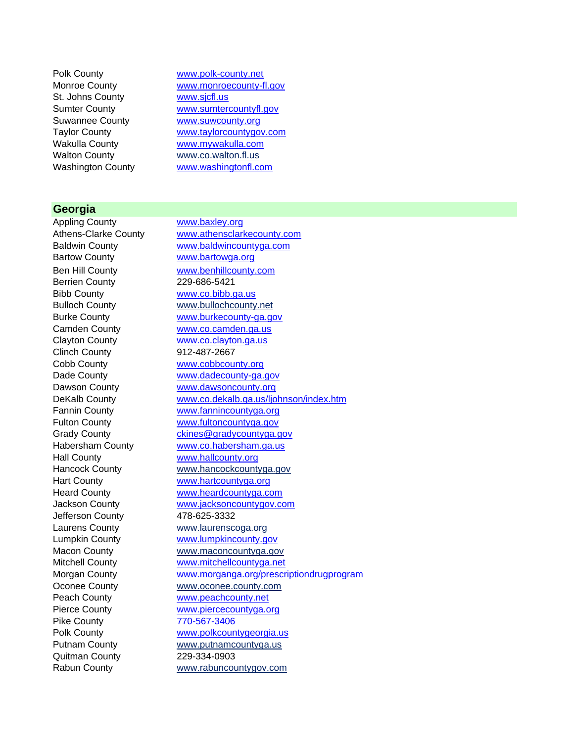| | |
|---|---|
| Polk County | www.polk-county.net |
| Monroe County | www.monroecounty-fl.gov |
| St. Johns County | www.sjcfl.us |
| Sumter County | www.sumtercountyfl.gov |
| Suwannee County | www.suwcounty.org |
| Taylor County | www.taylorcountygov.com |
| Wakulla County | www.mywakulla.com |
| Walton County | www.co.walton.fl.us |
| Washington County | www.washingtonfl.com |

## Georgia

| | |
|---|---|
| Appling County | www.baxley.org |
| Athens-Clarke County | www.athensclarkecounty.com |
| Baldwin County | www.baldwincountyga.com |
| Bartow County | www.bartowga.org |
| Ben Hill County | www.benhillcounty.com |
| Berrien County | 229-686-5421 |
| Bibb County | www.co.bibb.ga.us |
| Bulloch County | www.bullochcounty.net |
| Burke County | www.burkecounty-ga.gov |
| Camden County | www.co.camden.ga.us |
| Clayton County | www.co.clayton.ga.us |
| Clinch County | 912-487-2667 |
| Cobb County | www.cobbcounty.org |
| Dade County | www.dadecounty-ga.gov |
| Dawson County | www.dawsoncounty.org |
| DeKalb County | www.co.dekalb.ga.us/ljohnson/index.htm |
| Fannin County | www.fannincountyga.org |
| Fulton County | www.fultoncountyga.gov |
| Grady County | ckines@gradycountyga.gov |
| Habersham County | www.co.habersham.ga.us |
| Hall County | www.hallcounty.org |
| Hancock County | www.hancockcountyga.gov |
| Hart County | www.hartcountyga.org |
| Heard County | www.heardcountyga.com |
| Jackson County | www.jacksoncountygov.com |
| Jefferson County | 478-625-3332 |
| Laurens County | www.laurenscoga.org |
| Lumpkin County | www.lumpkincounty.gov |
| Macon County | www.maconcountyga.gov |
| Mitchell County | www.mitchellcountyga.net |
| Morgan County | www.morganga.org/prescriptiondrugprogram |
| Oconee County | www.oconee.county.com |
| Peach County | www.peachcounty.net |
| Pierce County | www.piercecountyga.org |
| Pike County | 770-567-3406 |
| Polk County | www.polkcountygeorgia.us |
| Putnam County | www.putnamcountyga.us |
| Quitman County | 229-334-0903 |
| Rabun County | www.rabuncountygov.com |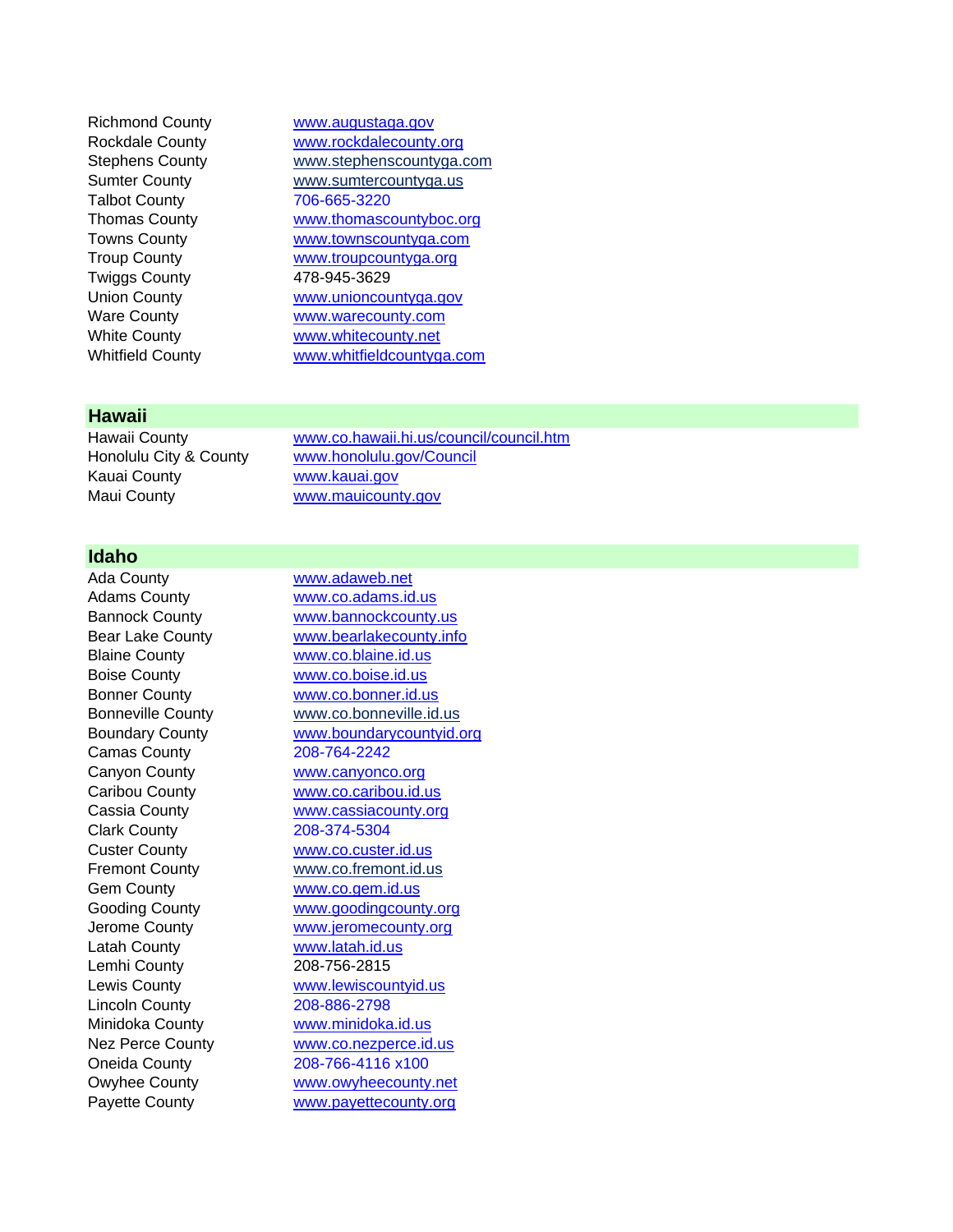| | |
|---|---|
| Richmond County | www.augustaga.gov |
| Rockdale County | www.rockdalecounty.org |
| Stephens County | www.stephenscountyga.com |
| Sumter County | www.sumtercountyga.us |
| Talbot County | 706-665-3220 |
| Thomas County | www.thomascountyboc.org |
| Towns County | www.townscountyga.com |
| Troup County | www.troupcountyga.org |
| Twiggs County | 478-945-3629 |
| Union County | www.unioncountyga.gov |
| Ware County | www.warecounty.com |
| White County | www.whitecounty.net |
| Whitfield County | www.whitfieldcountyga.com |

## Hawaii

| | |
|---|---|
| Hawaii County | www.co.hawaii.hi.us/council/council.htm |
| Honolulu City & County | www.honolulu.gov/Council |
| Kauai County | www.kauai.gov |
| Maui County | www.mauicounty.gov |

## Idaho

| | |
|---|---|
| Ada County | www.adaweb.net |
| Adams County | www.co.adams.id.us |
| Bannock County | www.bannockcounty.us |
| Bear Lake County | www.bearlakecounty.info |
| Blaine County | www.co.blaine.id.us |
| Boise County | www.co.boise.id.us |
| Bonner County | www.co.bonner.id.us |
| Bonneville County | www.co.bonneville.id.us |
| Boundary County | www.boundarycountyid.org |
| Camas County | 208-764-2242 |
| Canyon County | www.canyonco.org |
| Caribou County | www.co.caribou.id.us |
| Cassia County | www.cassiacounty.org |
| Clark County | 208-374-5304 |
| Custer County | www.co.custer.id.us |
| Fremont County | www.co.fremont.id.us |
| Gem County | www.co.gem.id.us |
| Gooding County | www.goodingcounty.org |
| Jerome County | www.jeromecounty.org |
| Latah County | www.latah.id.us |
| Lemhi County | 208-756-2815 |
| Lewis County | www.lewiscountyid.us |
| Lincoln County | 208-886-2798 |
| Minidoka County | www.minidoka.id.us |
| Nez Perce County | www.co.nezperce.id.us |
| Oneida County | 208-766-4116 x100 |
| Owyhee County | www.owyheecounty.net |
| Payette County | www.payettecounty.org |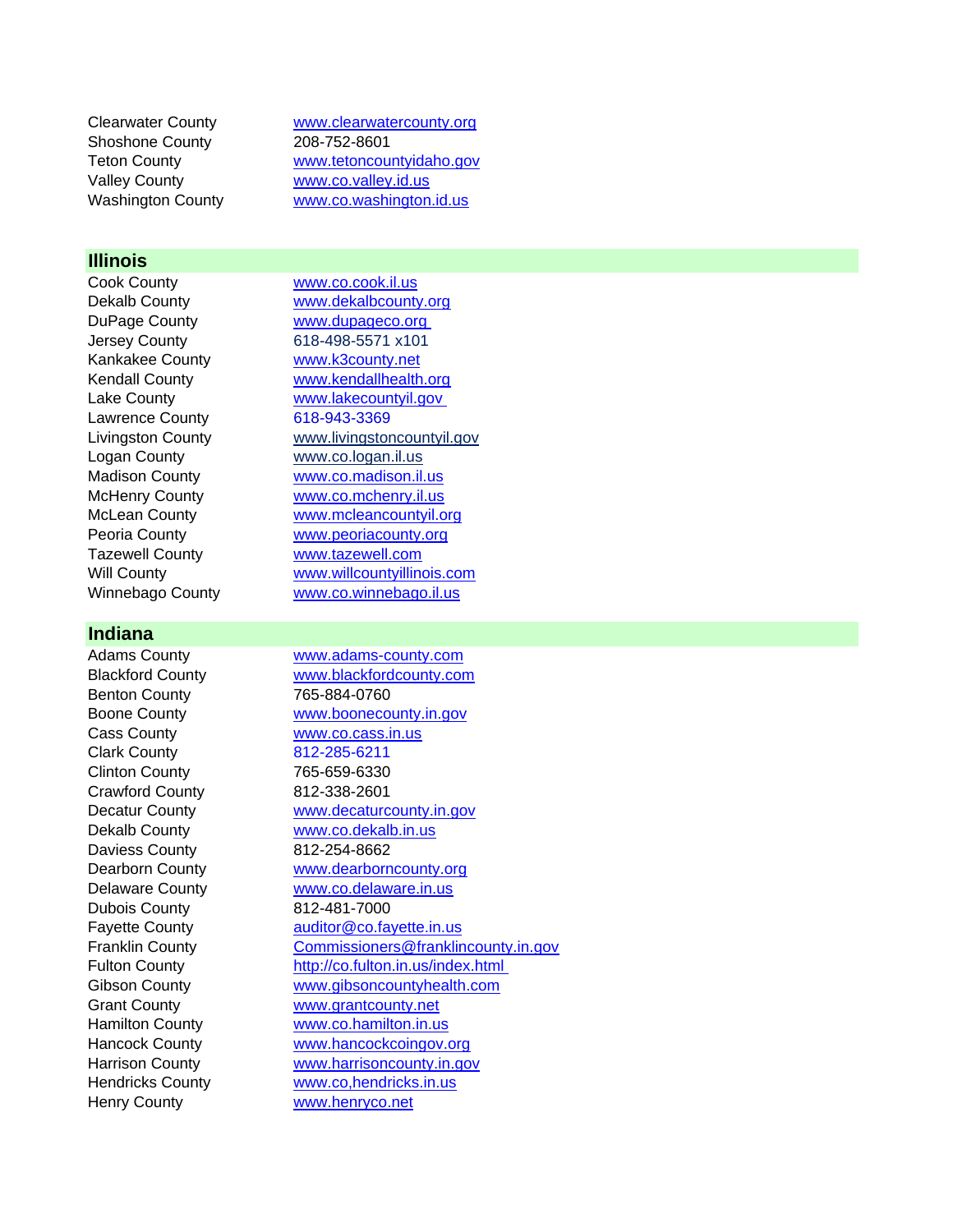| | |
|---|---|
| Clearwater County | www.clearwatercounty.org |
| Shoshone County | 208-752-8601 |
| Teton County | www.tetoncountyidaho.gov |
| Valley County | www.co.valley.id.us |
| Washington County | www.co.washington.id.us |

## Illinois

| | |
|---|---|
| Cook County | www.co.cook.il.us |
| Dekalb County | www.dekalbcounty.org |
| DuPage County | www.dupageco.org |
| Jersey County | 618-498-5571 x101 |
| Kankakee County | www.k3county.net |
| Kendall County | www.kendallhealth.org |
| Lake County | www.lakecountyil.gov |
| Lawrence County | 618-943-3369 |
| Livingston County | www.livingstoncountyil.gov |
| Logan County | www.co.logan.il.us |
| Madison County | www.co.madison.il.us |
| McHenry County | www.co.mchenry.il.us |
| McLean County | www.mcleancountyil.org |
| Peoria County | www.peoriacounty.org |
| Tazewell County | www.tazewell.com |
| Will County | www.willcountyillinois.com |
| Winnebago County | www.co.winnebago.il.us |

## Indiana

| | |
|---|---|
| Adams County | www.adams-county.com |
| Blackford County | www.blackfordcounty.com |
| Benton County | 765-884-0760 |
| Boone County | www.boonecounty.in.gov |
| Cass County | www.co.cass.in.us |
| Clark County | 812-285-6211 |
| Clinton County | 765-659-6330 |
| Crawford County | 812-338-2601 |
| Decatur County | www.decaturcounty.in.gov |
| Dekalb County | www.co.dekalb.in.us |
| Daviess County | 812-254-8662 |
| Dearborn County | www.dearborncounty.org |
| Delaware County | www.co.delaware.in.us |
| Dubois County | 812-481-7000 |
| Fayette County | auditor@co.fayette.in.us |
| Franklin County | Commissioners@franklincounty.in.gov |
| Fulton County | http://co.fulton.in.us/index.html |
| Gibson County | www.gibsoncountyhealth.com |
| Grant County | www.grantcounty.net |
| Hamilton County | www.co.hamilton.in.us |
| Hancock County | www.hancockcoingov.org |
| Harrison County | www.harrisoncounty.in.gov |
| Hendricks County | www.co,hendricks.in.us |
| Henry County | www.henryco.net |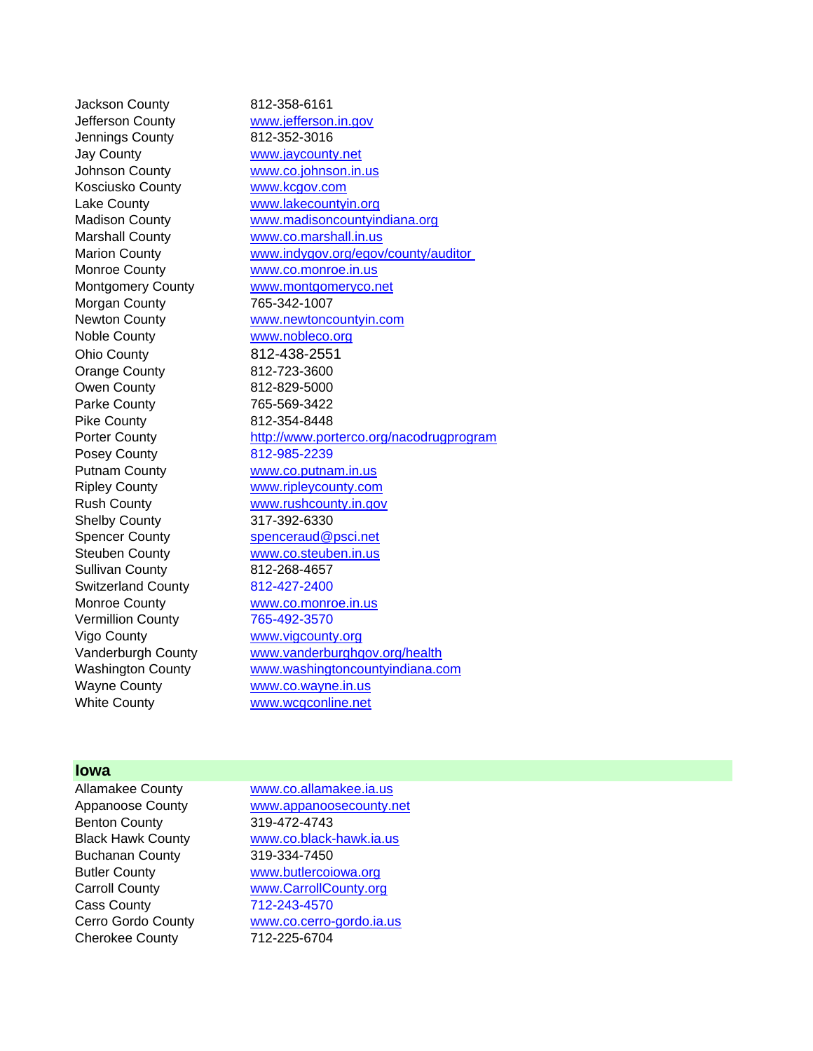| | |
|---|---|
| Jackson County | 812-358-6161 |
| Jefferson County | www.jefferson.in.gov |
| Jennings County | 812-352-3016 |
| Jay County | www.jaycounty.net |
| Johnson County | www.co.johnson.in.us |
| Kosciusko County | www.kcgov.com |
| Lake County | www.lakecountyin.org |
| Madison County | www.madisoncountyindiana.org |
| Marshall County | www.co.marshall.in.us |
| Marion County | www.indygov.org/egov/county/auditor |
| Monroe County | www.co.monroe.in.us |
| Montgomery County | www.montgomeryco.net |
| Morgan County | 765-342-1007 |
| Newton County | www.newtoncountyin.com |
| Noble County | www.nobleco.org |
| Ohio County | 812-438-2551 |
| Orange County | 812-723-3600 |
| Owen County | 812-829-5000 |
| Parke County | 765-569-3422 |
| Pike County | 812-354-8448 |
| Porter County | http://www.porterco.org/nacodrugprogram |
| Posey County | 812-985-2239 |
| Putnam County | www.co.putnam.in.us |
| Ripley County | www.ripleycounty.com |
| Rush County | www.rushcounty.in.gov |
| Shelby County | 317-392-6330 |
| Spencer County | spenceraud@psci.net |
| Steuben County | www.co.steuben.in.us |
| Sullivan County | 812-268-4657 |
| Switzerland County | 812-427-2400 |
| Monroe County | www.co.monroe.in.us |
| Vermillion County | 765-492-3570 |
| Vigo County | www.vigcounty.org |
| Vanderburgh County | www.vanderburghgov.org/health |
| Washington County | www.washingtoncountyindiana.com |
| Wayne County | www.co.wayne.in.us |
| White County | www.wcgconline.net |

## Iowa

| | |
|---|---|
| Allamakee County | www.co.allamakee.ia.us |
| Appanoose County | www.appanoosecounty.net |
| Benton County | 319-472-4743 |
| Black Hawk County | www.co.black-hawk.ia.us |
| Buchanan County | 319-334-7450 |
| Butler County | www.butlercoiowa.org |
| Carroll County | www.CarrollCounty.org |
| Cass County | 712-243-4570 |
| Cerro Gordo County | www.co.cerro-gordo.ia.us |
| Cherokee County | 712-225-6704 |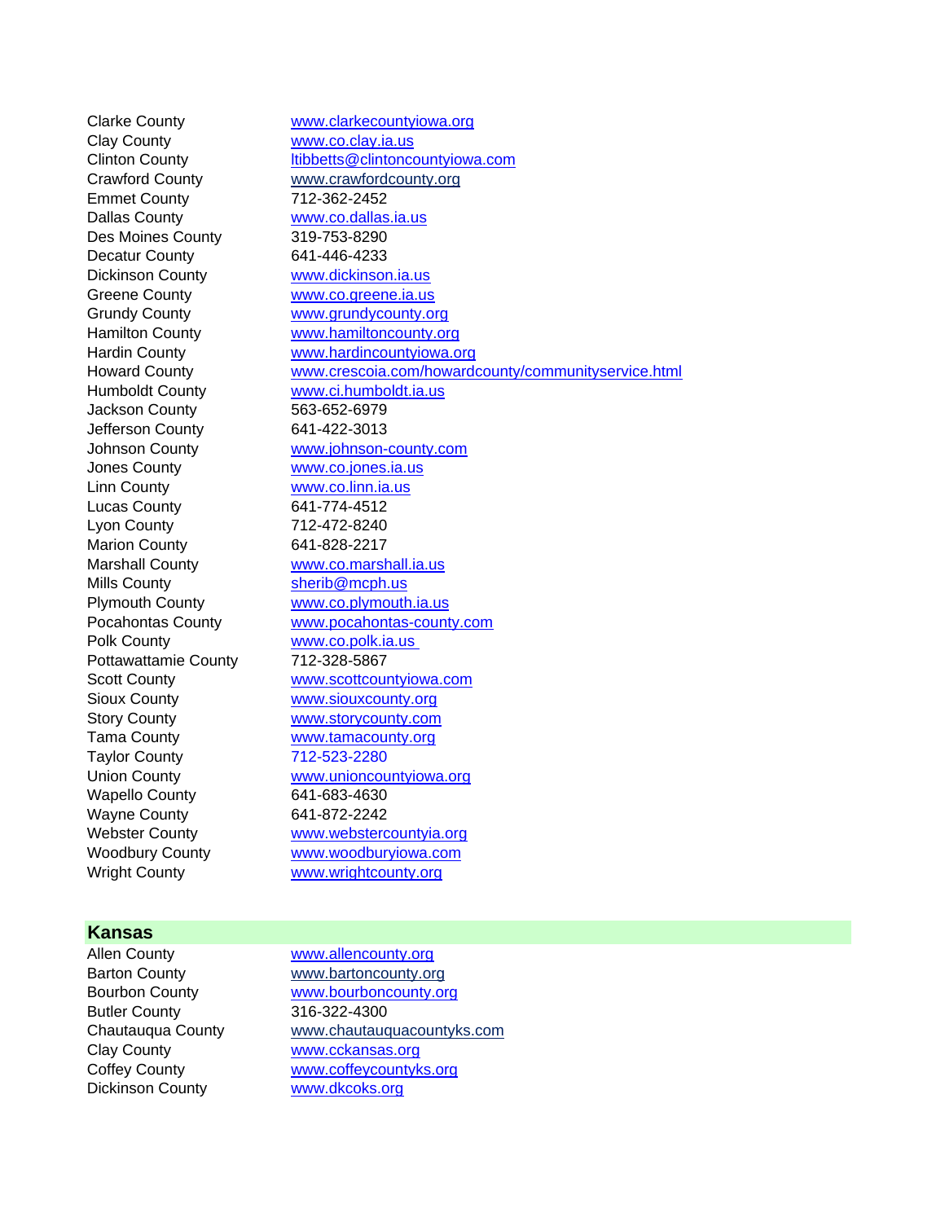| | |
|---|---|
| Clarke County | www.clarkecountyiowa.org |
| Clay County | www.co.clay.ia.us |
| Clinton County | ltibbetts@clintoncountyiowa.com |
| Crawford County | www.crawfordcounty.org |
| Emmet County | 712-362-2452 |
| Dallas County | www.co.dallas.ia.us |
| Des Moines County | 319-753-8290 |
| Decatur County | 641-446-4233 |
| Dickinson County | www.dickinson.ia.us |
| Greene County | www.co.greene.ia.us |
| Grundy County | www.grundycounty.org |
| Hamilton County | www.hamiltoncounty.org |
| Hardin County | www.hardincountyiowa.org |
| Howard County | www.crescoia.com/howardcounty/communityservice.html |
| Humboldt County | www.ci.humboldt.ia.us |
| Jackson County | 563-652-6979 |
| Jefferson County | 641-422-3013 |
| Johnson County | www.johnson-county.com |
| Jones County | www.co.jones.ia.us |
| Linn County | www.co.linn.ia.us |
| Lucas County | 641-774-4512 |
| Lyon County | 712-472-8240 |
| Marion County | 641-828-2217 |
| Marshall County | www.co.marshall.ia.us |
| Mills County | sherib@mcph.us |
| Plymouth County | www.co.plymouth.ia.us |
| Pocahontas County | www.pocahontas-county.com |
| Polk County | www.co.polk.ia.us |
| Pottawattamie County | 712-328-5867 |
| Scott County | www.scottcountyiowa.com |
| Sioux County | www.siouxcounty.org |
| Story County | www.storycounty.com |
| Tama County | www.tamacounty.org |
| Taylor County | 712-523-2280 |
| Union County | www.unioncountyiowa.org |
| Wapello County | 641-683-4630 |
| Wayne County | 641-872-2242 |
| Webster County | www.webstercountyia.org |
| Woodbury County | www.woodburyiowa.com |
| Wright County | www.wrightcounty.org |

## Kansas

| | |
|---|---|
| Allen County | www.allencounty.org |
| Barton County | www.bartoncounty.org |
| Bourbon County | www.bourboncounty.org |
| Butler County | 316-322-4300 |
| Chautauqua County | www.chautauquacountyks.com |
| Clay County | www.cckansas.org |
| Coffey County | www.coffeycountyks.org |
| Dickinson County | www.dkcoks.org |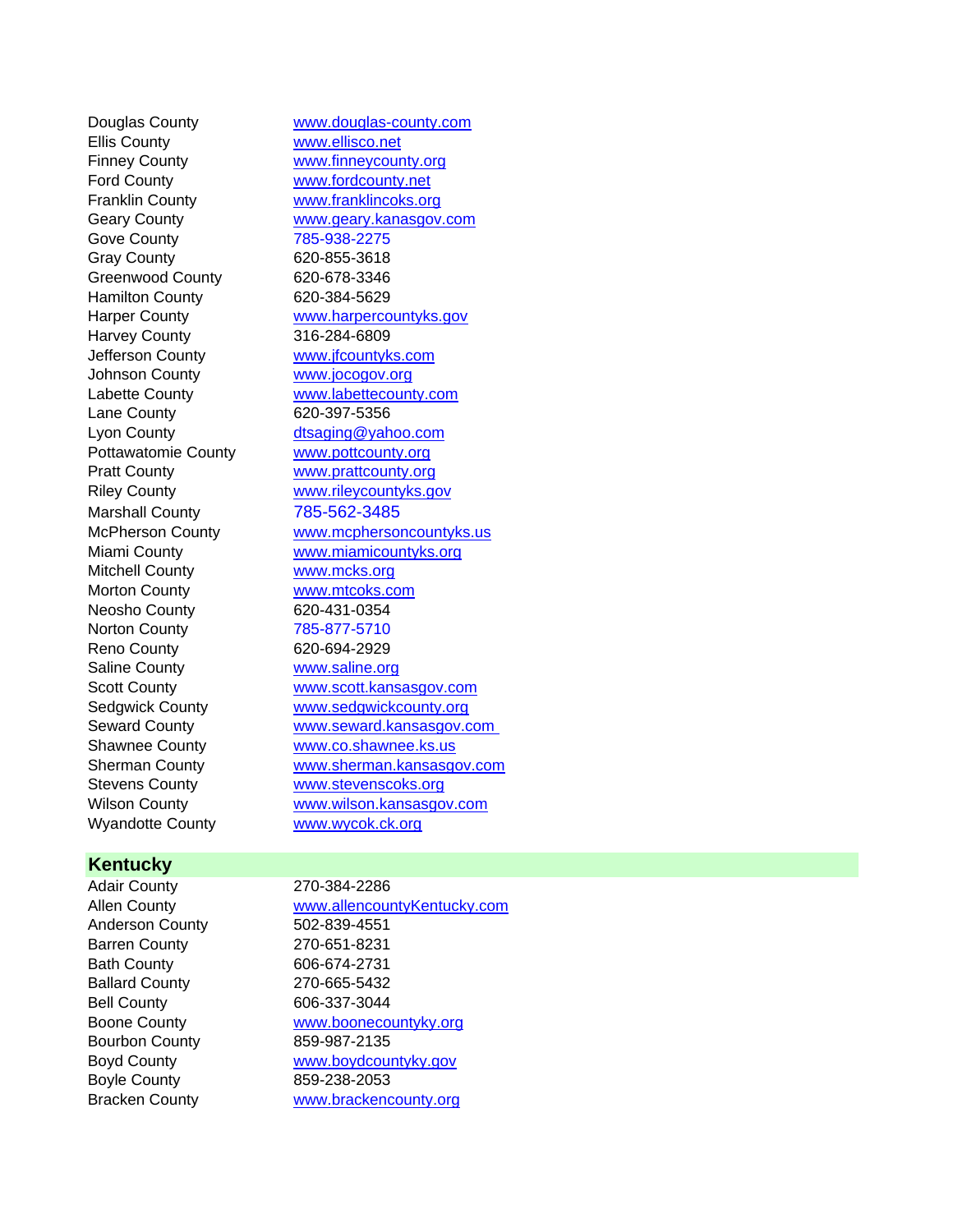| | |
|---|---|
| Douglas County | www.douglas-county.com |
| Ellis County | www.ellisco.net |
| Finney County | www.finneycounty.org |
| Ford County | www.fordcounty.net |
| Franklin County | www.franklincoks.org |
| Geary County | www.geary.kanasgov.com |
| Gove County | 785-938-2275 |
| Gray County | 620-855-3618 |
| Greenwood County | 620-678-3346 |
| Hamilton County | 620-384-5629 |
| Harper County | www.harpercountyks.gov |
| Harvey County | 316-284-6809 |
| Jefferson County | www.jfcountyks.com |
| Johnson County | www.jocogov.org |
| Labette County | www.labettecounty.com |
| Lane County | 620-397-5356 |
| Lyon County | dtsaging@yahoo.com |
| Pottawatomie County | www.pottcounty.org |
| Pratt County | www.prattcounty.org |
| Riley County | www.rileycountyks.gov |
| Marshall County | 785-562-3485 |
| McPherson County | www.mcphersoncountyks.us |
| Miami County | www.miamicountyks.org |
| Mitchell County | www.mcks.org |
| Morton County | www.mtcoks.com |
| Neosho County | 620-431-0354 |
| Norton County | 785-877-5710 |
| Reno County | 620-694-2929 |
| Saline County | www.saline.org |
| Scott County | www.scott.kansasgov.com |
| Sedgwick County | www.sedgwickcounty.org |
| Seward County | www.seward.kansasgov.com |
| Shawnee County | www.co.shawnee.ks.us |
| Sherman County | www.sherman.kansasgov.com |
| Stevens County | www.stevenscoks.org |
| Wilson County | www.wilson.kansasgov.com |
| Wyandotte County | www.wycok.ck.org |

## Kentucky

| | |
|---|---|
| Adair County | 270-384-2286 |
| Allen County | www.allencountyKentucky.com |
| Anderson County | 502-839-4551 |
| Barren County | 270-651-8231 |
| Bath County | 606-674-2731 |
| Ballard County | 270-665-5432 |
| Bell County | 606-337-3044 |
| Boone County | www.boonecountyky.org |
| Bourbon County | 859-987-2135 |
| Boyd County | www.boydcountyky.gov |
| Boyle County | 859-238-2053 |
| Bracken County | www.brackencounty.org |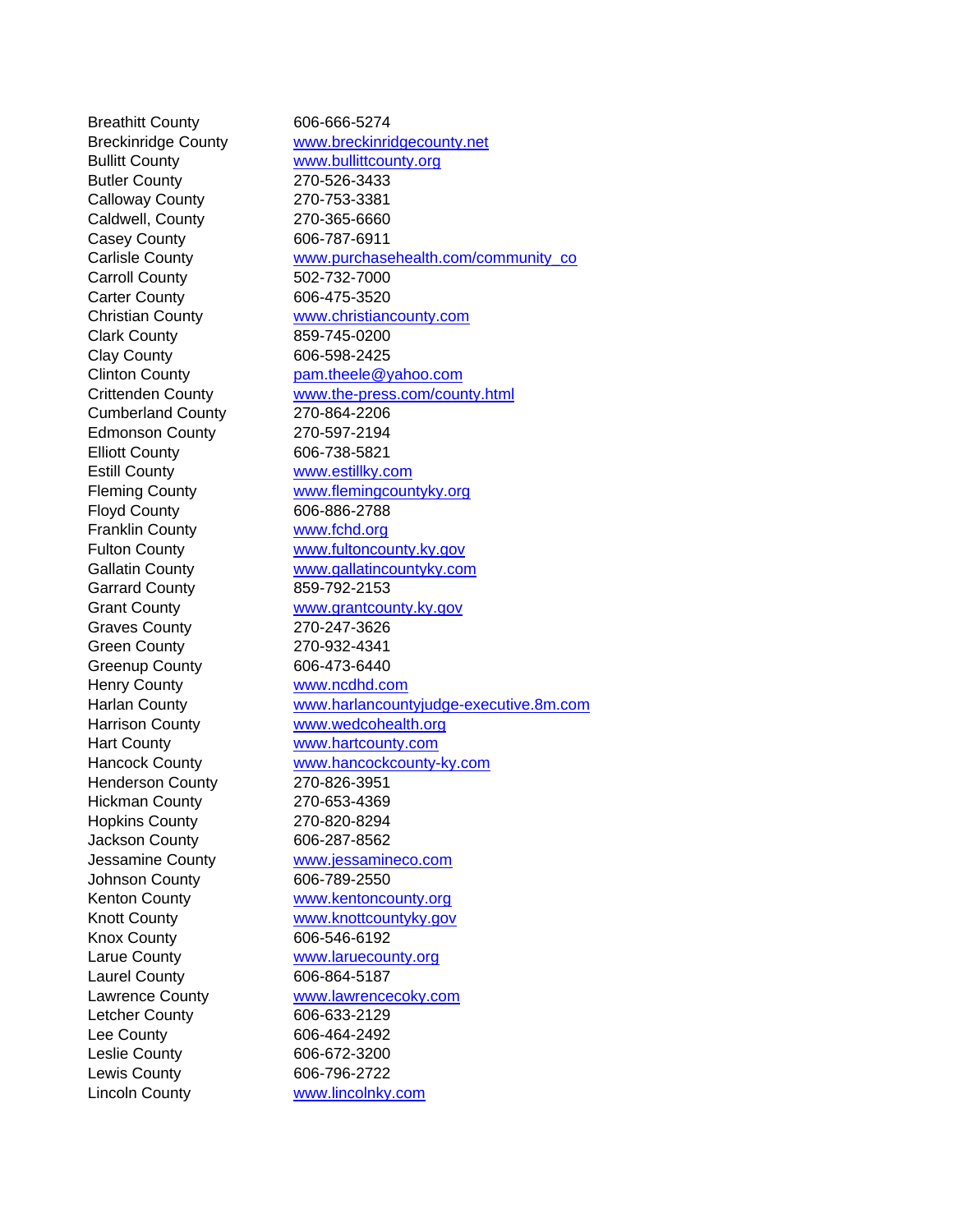| | |
|---|---|
| Breathitt County | 606-666-5274 |
| Breckinridge County | www.breckinridgecounty.net |
| Bullitt County | www.bullittcounty.org |
| Butler County | 270-526-3433 |
| Calloway County | 270-753-3381 |
| Caldwell, County | 270-365-6660 |
| Casey County | 606-787-6911 |
| Carlisle County | www.purchasehealth.com/community_co |
| Carroll County | 502-732-7000 |
| Carter County | 606-475-3520 |
| Christian County | www.christiancounty.com |
| Clark County | 859-745-0200 |
| Clay County | 606-598-2425 |
| Clinton County | pam.theele@yahoo.com |
| Crittenden County | www.the-press.com/county.html |
| Cumberland County | 270-864-2206 |
| Edmonson County | 270-597-2194 |
| Elliott County | 606-738-5821 |
| Estill County | www.estillky.com |
| Fleming County | www.flemingcountyky.org |
| Floyd County | 606-886-2788 |
| Franklin County | www.fchd.org |
| Fulton County | www.fultoncounty.ky.gov |
| Gallatin County | www.gallatincountyky.com |
| Garrard County | 859-792-2153 |
| Grant County | www.grantcounty.ky.gov |
| Graves County | 270-247-3626 |
| Green County | 270-932-4341 |
| Greenup County | 606-473-6440 |
| Henry County | www.ncdhd.com |
| Harlan County | www.harlancountyjudge-executive.8m.com |
| Harrison County | www.wedcohealth.org |
| Hart County | www.hartcounty.com |
| Hancock County | www.hancockcounty-ky.com |
| Henderson County | 270-826-3951 |
| Hickman County | 270-653-4369 |
| Hopkins County | 270-820-8294 |
| Jackson County | 606-287-8562 |
| Jessamine County | www.jessamineco.com |
| Johnson County | 606-789-2550 |
| Kenton County | www.kentoncounty.org |
| Knott County | www.knottcountyky.gov |
| Knox County | 606-546-6192 |
| Larue County | www.laruecounty.org |
| Laurel County | 606-864-5187 |
| Lawrence County | www.lawrencecoky.com |
| Letcher County | 606-633-2129 |
| Lee County | 606-464-2492 |
| Leslie County | 606-672-3200 |
| Lewis County | 606-796-2722 |
| Lincoln County | www.lincolnky.com |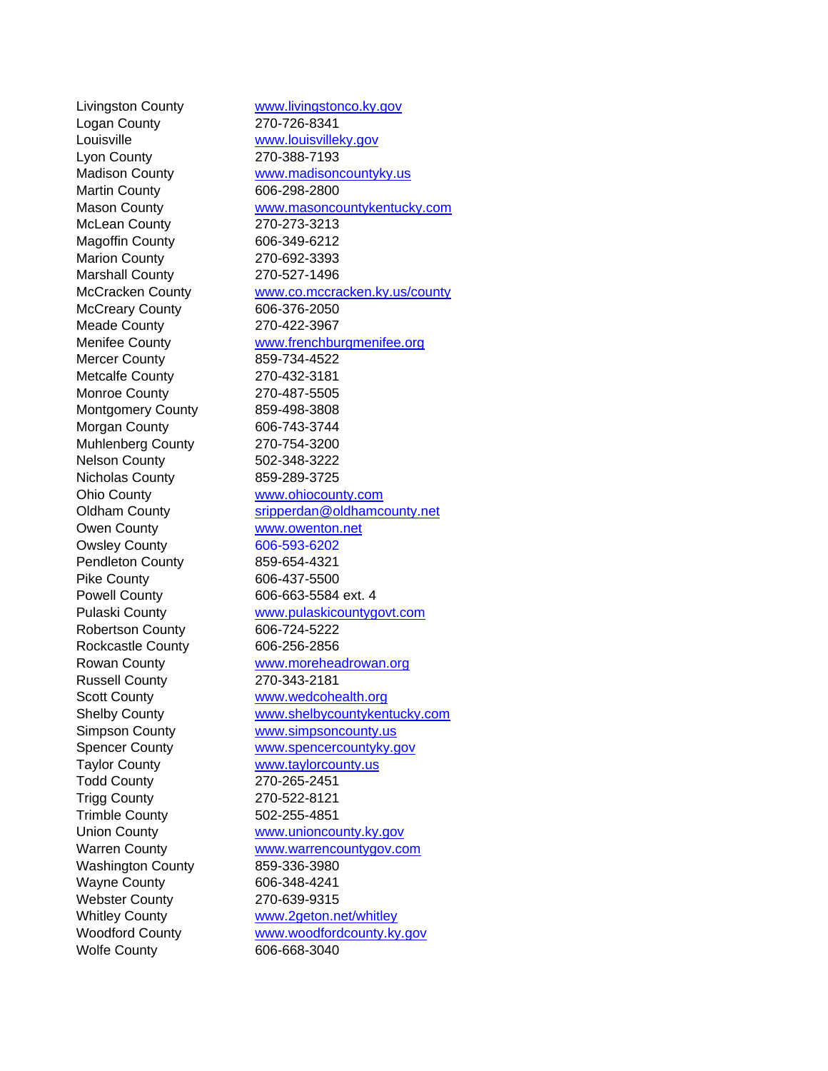| | |
|---|---|
| Livingston County | www.livingstonco.ky.gov |
| Logan County | 270-726-8341 |
| Louisville | www.louisvilleky.gov |
| Lyon County | 270-388-7193 |
| Madison County | www.madisoncountyky.us |
| Martin County | 606-298-2800 |
| Mason County | www.masoncountykentucky.com |
| McLean County | 270-273-3213 |
| Magoffin County | 606-349-6212 |
| Marion County | 270-692-3393 |
| Marshall County | 270-527-1496 |
| McCracken County | www.co.mccracken.ky.us/county |
| McCreary County | 606-376-2050 |
| Meade County | 270-422-3967 |
| Menifee County | www.frenchburgmenifee.org |
| Mercer County | 859-734-4522 |
| Metcalfe County | 270-432-3181 |
| Monroe County | 270-487-5505 |
| Montgomery County | 859-498-3808 |
| Morgan County | 606-743-3744 |
| Muhlenberg County | 270-754-3200 |
| Nelson County | 502-348-3222 |
| Nicholas County | 859-289-3725 |
| Ohio County | www.ohiocounty.com |
| Oldham County | sripperdan@oldhamcounty.net |
| Owen County | www.owenton.net |
| Owsley County | 606-593-6202 |
| Pendleton County | 859-654-4321 |
| Pike County | 606-437-5500 |
| Powell County | 606-663-5584 ext. 4 |
| Pulaski County | www.pulaskicountygovt.com |
| Robertson County | 606-724-5222 |
| Rockcastle County | 606-256-2856 |
| Rowan County | www.moreheadrowan.org |
| Russell County | 270-343-2181 |
| Scott County | www.wedcohealth.org |
| Shelby County | www.shelbycountykentucky.com |
| Simpson County | www.simpsoncounty.us |
| Spencer County | www.spencercountyky.gov |
| Taylor County | www.taylorcounty.us |
| Todd County | 270-265-2451 |
| Trigg County | 270-522-8121 |
| Trimble County | 502-255-4851 |
| Union County | www.unioncounty.ky.gov |
| Warren County | www.warrencountygov.com |
| Washington County | 859-336-3980 |
| Wayne County | 606-348-4241 |
| Webster County | 270-639-9315 |
| Whitley County | www.2geton.net/whitley |
| Woodford County | www.woodfordcounty.ky.gov |
| Wolfe County | 606-668-3040 |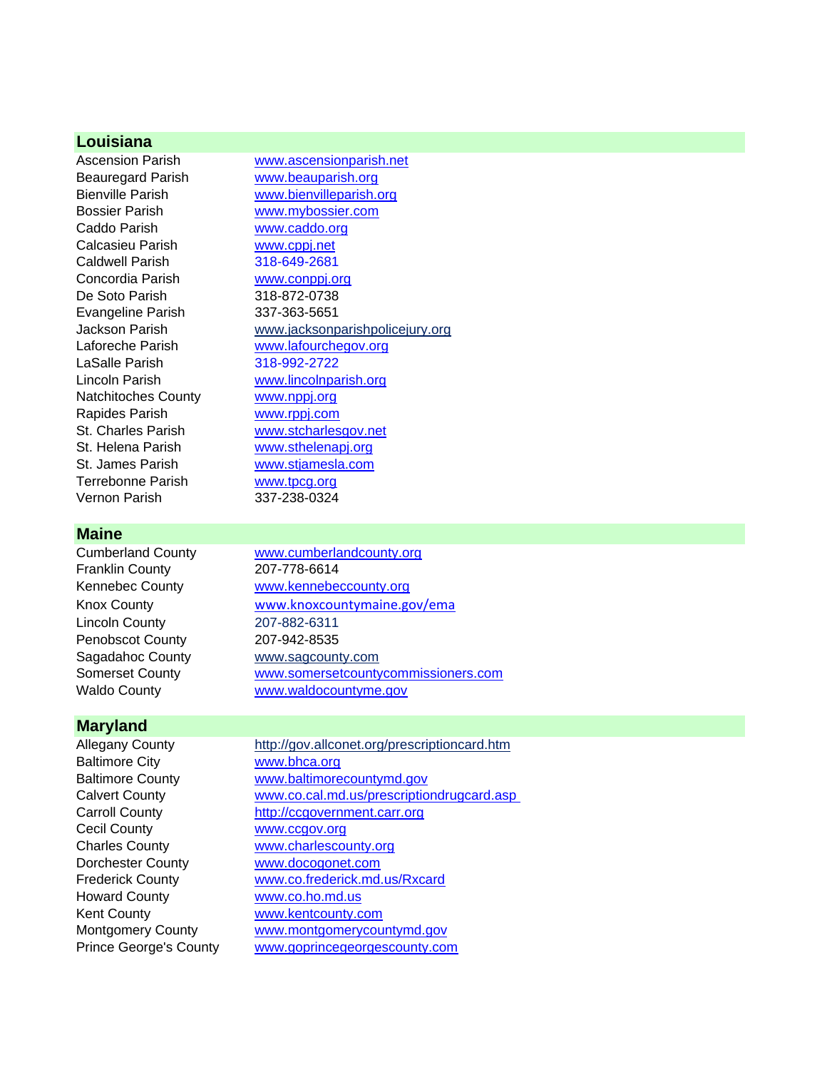## Louisiana

| | |
|---|---|
| Ascension Parish | www.ascensionparish.net |
| Beauregard Parish | www.beauparish.org |
| Bienville Parish | www.bienvilleparish.org |
| Bossier Parish | www.mybossier.com |
| Caddo Parish | www.caddo.org |
| Calcasieu Parish | www.cppj.net |
| Caldwell Parish | 318-649-2681 |
| Concordia Parish | www.conppj.org |
| De Soto Parish | 318-872-0738 |
| Evangeline Parish | 337-363-5651 |
| Jackson Parish | www.jacksonparishpolicejury.org |
| Laforeche Parish | www.lafourchegov.org |
| LaSalle Parish | 318-992-2722 |
| Lincoln Parish | www.lincolnparish.org |
| Natchitoches County | www.nppj.org |
| Rapides Parish | www.rppj.com |
| St. Charles Parish | www.stcharlesgov.net |
| St. Helena Parish | www.sthelenapj.org |
| St. James Parish | www.stjamesla.com |
| Terrebonne Parish | www.tpcg.org |
| Vernon Parish | 337-238-0324 |

## Maine

| | |
|---|---|
| Cumberland County | www.cumberlandcounty.org |
| Franklin County | 207-778-6614 |
| Kennebec County | www.kennebeccounty.org |
| Knox County | www.knoxcountymaine.gov/ema |
| Lincoln County | 207-882-6311 |
| Penobscot County | 207-942-8535 |
| Sagadahoc County | www.sagcounty.com |
| Somerset County | www.somersetcountycommissioners.com |
| Waldo County | www.waldocountyme.gov |

## Maryland

| | |
|---|---|
| Allegany County | http://gov.allconet.org/prescriptioncard.htm |
| Baltimore City | www.bhca.org |
| Baltimore County | www.baltimorecountymd.gov |
| Calvert County | www.co.cal.md.us/prescriptiondrugcard.asp |
| Carroll County | http://ccgovernment.carr.org |
| Cecil County | www.ccgov.org |
| Charles County | www.charlescounty.org |
| Dorchester County | www.docogonet.com |
| Frederick County | www.co.frederick.md.us/Rxcard |
| Howard County | www.co.ho.md.us |
| Kent County | www.kentcounty.com |
| Montgomery County | www.montgomerycountymd.gov |
| Prince George's County | www.goprincegeorgescounty.com |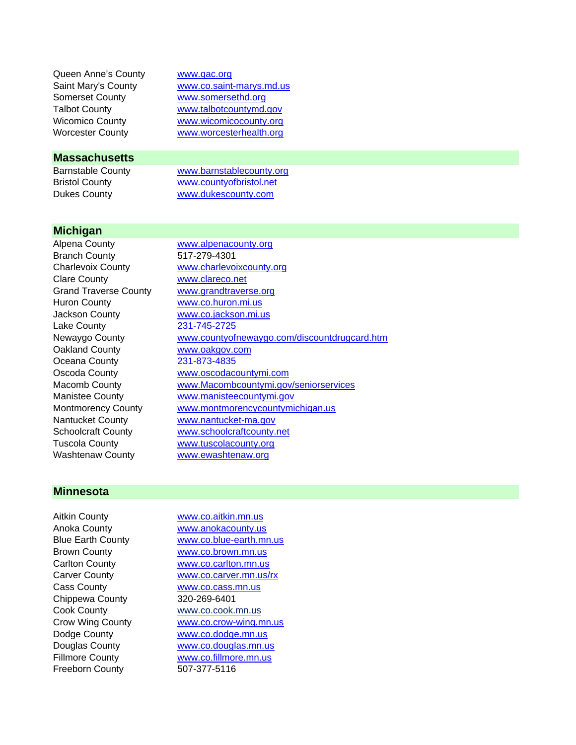| | |
|---|---|
| Queen Anne's County | www.qac.org |
| Saint Mary's County | www.co.saint-marys.md.us |
| Somerset County | www.somersethd.org |
| Talbot County | www.talbotcountymd.gov |
| Wicomico County | www.wicomicocounty.org |
| Worcester County | www.worcesterhealth.org |

## Massachusetts

| | |
|---|---|
| Barnstable County | www.barnstablecounty.org |
| Bristol County | www.countyofbristol.net |
| Dukes County | www.dukescounty.com |

## Michigan

| | |
|---|---|
| Alpena County | www.alpenacounty.org |
| Branch County | 517-279-4301 |
| Charlevoix County | www.charlevoixcounty.org |
| Clare County | www.clareco.net |
| Grand Traverse County | www.grandtraverse.org |
| Huron County | www.co.huron.mi.us |
| Jackson County | www.co.jackson.mi.us |
| Lake County | 231-745-2725 |
| Newaygo County | www.countyofnewaygo.com/discountdrugcard.htm |
| Oakland County | www.oakgov.com |
| Oceana County | 231-873-4835 |
| Oscoda County | www.oscodacountymi.com |
| Macomb County | www.Macombcountymi.gov/seniorservices |
| Manistee County | www.manisteecountymi.gov |
| Montmorency County | www.montmorencycountymichigan.us |
| Nantucket County | www.nantucket-ma.gov |
| Schoolcraft County | www.schoolcraftcounty.net |
| Tuscola County | www.tuscolacounty.org |
| Washtenaw County | www.ewashtenaw.org |

## Minnesota

| | |
|---|---|
| Aitkin County | www.co.aitkin.mn.us |
| Anoka County | www.anokacounty.us |
| Blue Earth County | www.co.blue-earth.mn.us |
| Brown County | www.co.brown.mn.us |
| Carlton County | www.co.carlton.mn.us |
| Carver County | www.co.carver.mn.us/rx |
| Cass County | www.co.cass.mn.us |
| Chippewa County | 320-269-6401 |
| Cook County | www.co.cook.mn.us |
| Crow Wing County | www.co.crow-wing.mn.us |
| Dodge County | www.co.dodge.mn.us |
| Douglas County | www.co.douglas.mn.us |
| Fillmore County | www.co.fillmore.mn.us |
| Freeborn County | 507-377-5116 |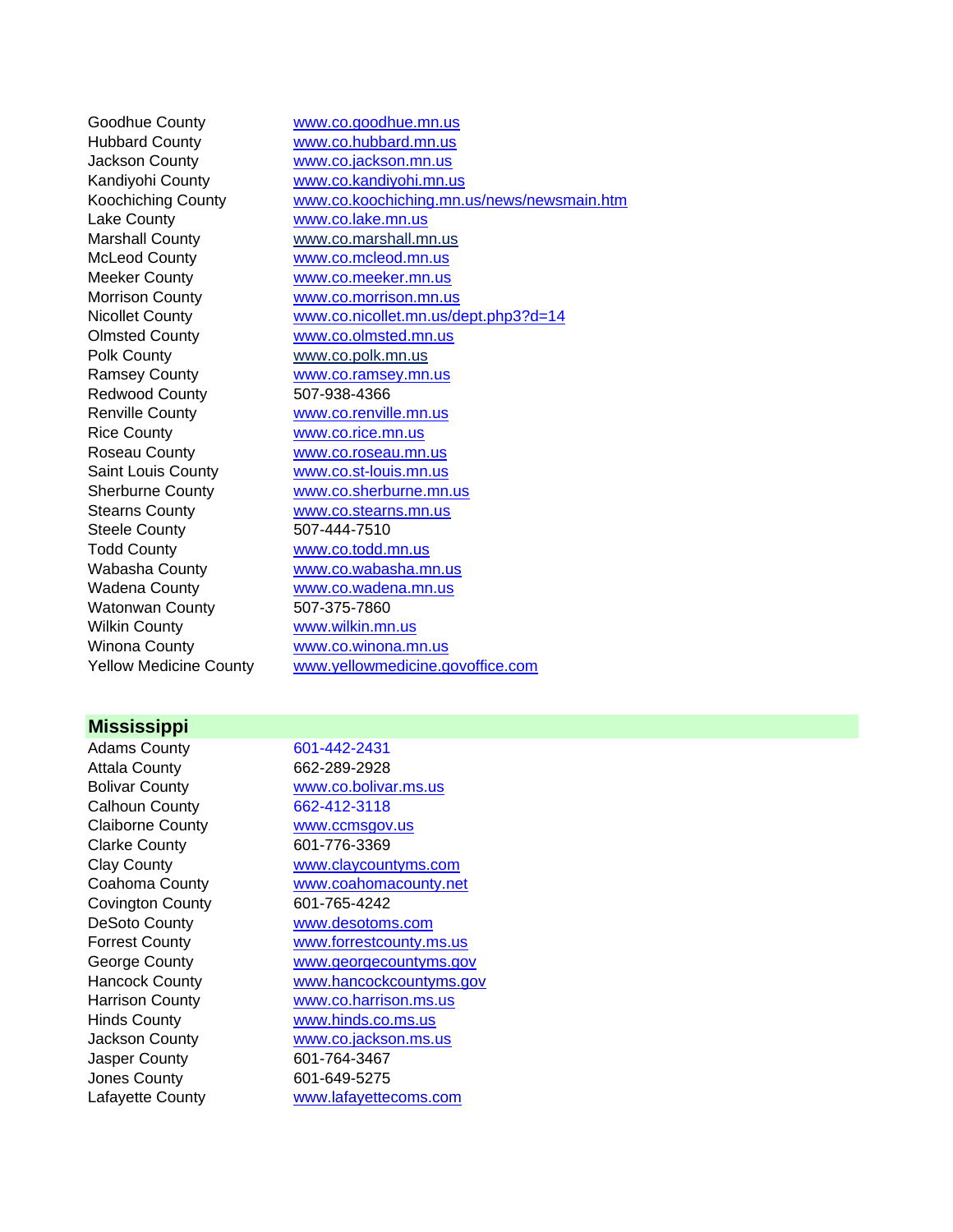| | |
|---|---|
| Goodhue County | www.co.goodhue.mn.us |
| Hubbard County | www.co.hubbard.mn.us |
| Jackson County | www.co.jackson.mn.us |
| Kandiyohi County | www.co.kandiyohi.mn.us |
| Koochiching County | www.co.koochiching.mn.us/news/newsmain.htm |
| Lake County | www.co.lake.mn.us |
| Marshall County | www.co.marshall.mn.us |
| McLeod County | www.co.mcleod.mn.us |
| Meeker County | www.co.meeker.mn.us |
| Morrison County | www.co.morrison.mn.us |
| Nicollet County | www.co.nicollet.mn.us/dept.php3?d=14 |
| Olmsted County | www.co.olmsted.mn.us |
| Polk County | www.co.polk.mn.us |
| Ramsey County | www.co.ramsey.mn.us |
| Redwood County | 507-938-4366 |
| Renville County | www.co.renville.mn.us |
| Rice County | www.co.rice.mn.us |
| Roseau County | www.co.roseau.mn.us |
| Saint Louis County | www.co.st-louis.mn.us |
| Sherburne County | www.co.sherburne.mn.us |
| Stearns County | www.co.stearns.mn.us |
| Steele County | 507-444-7510 |
| Todd County | www.co.todd.mn.us |
| Wabasha County | www.co.wabasha.mn.us |
| Wadena County | www.co.wadena.mn.us |
| Watonwan County | 507-375-7860 |
| Wilkin County | www.wilkin.mn.us |
| Winona County | www.co.winona.mn.us |
| Yellow Medicine County | www.yellowmedicine.govoffice.com |

## Mississippi

| | |
|---|---|
| Adams County | 601-442-2431 |
| Attala County | 662-289-2928 |
| Bolivar County | www.co.bolivar.ms.us |
| Calhoun County | 662-412-3118 |
| Claiborne County | www.ccmsgov.us |
| Clarke County | 601-776-3369 |
| Clay County | www.claycountyms.com |
| Coahoma County | www.coahomacounty.net |
| Covington County | 601-765-4242 |
| DeSoto County | www.desotoms.com |
| Forrest County | www.forrestcounty.ms.us |
| George County | www.georgecountyms.gov |
| Hancock County | www.hancockcountyms.gov |
| Harrison County | www.co.harrison.ms.us |
| Hinds County | www.hinds.co.ms.us |
| Jackson County | www.co.jackson.ms.us |
| Jasper County | 601-764-3467 |
| Jones County | 601-649-5275 |
| Lafayette County | www.lafayettecoms.com |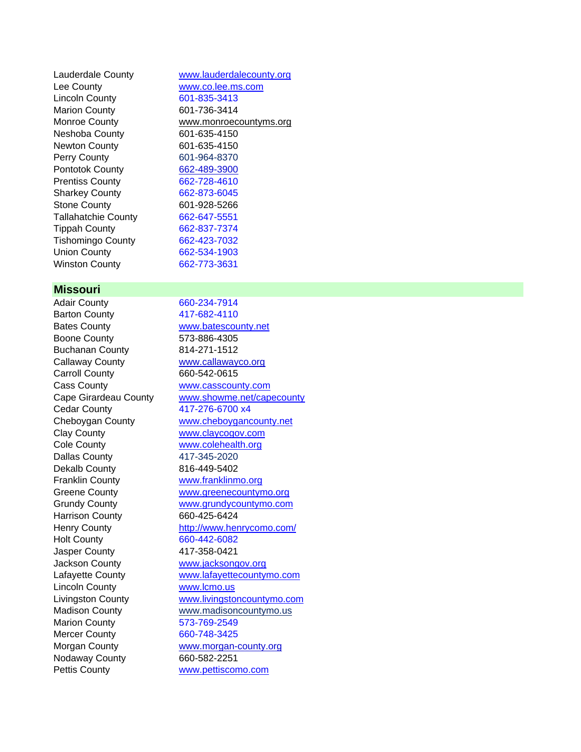| | |
|---|---|
| Lauderdale County | www.lauderdalecounty.org |
| Lee County | www.co.lee.ms.com |
| Lincoln County | 601-835-3413 |
| Marion County | 601-736-3414 |
| Monroe County | www.monroecountyms.org |
| Neshoba County | 601-635-4150 |
| Newton County | 601-635-4150 |
| Perry County | 601-964-8370 |
| Pontotok County | 662-489-3900 |
| Prentiss County | 662-728-4610 |
| Sharkey County | 662-873-6045 |
| Stone County | 601-928-5266 |
| Tallahatchie County | 662-647-5551 |
| Tippah County | 662-837-7374 |
| Tishomingo County | 662-423-7032 |
| Union County | 662-534-1903 |
| Winston County | 662-773-3631 |

## Missouri

| | |
|---|---|
| Adair County | 660-234-7914 |
| Barton County | 417-682-4110 |
| Bates County | www.batescounty.net |
| Boone County | 573-886-4305 |
| Buchanan County | 814-271-1512 |
| Callaway County | www.callawayco.org |
| Carroll County | 660-542-0615 |
| Cass County | www.casscounty.com |
| Cape Girardeau County | www.showme.net/capecounty |
| Cedar County | 417-276-6700 x4 |
| Cheboygan County | www.cheboygancounty.net |
| Clay County | www.claycogov.com |
| Cole County | www.colehealth.org |
| Dallas County | 417-345-2020 |
| Dekalb County | 816-449-5402 |
| Franklin County | www.franklinmo.org |
| Greene County | www.greenecountymo.org |
| Grundy County | www.grundycountymo.com |
| Harrison County | 660-425-6424 |
| Henry County | http://www.henrycomo.com/ |
| Holt County | 660-442-6082 |
| Jasper County | 417-358-0421 |
| Jackson County | www.jacksongov.org |
| Lafayette County | www.lafayettecountymo.com |
| Lincoln County | www.lcmo.us |
| Livingston County | www.livingstoncountymo.com |
| Madison County | www.madisoncountymo.us |
| Marion County | 573-769-2549 |
| Mercer County | 660-748-3425 |
| Morgan County | www.morgan-county.org |
| Nodaway County | 660-582-2251 |
| Pettis County | www.pettiscomo.com |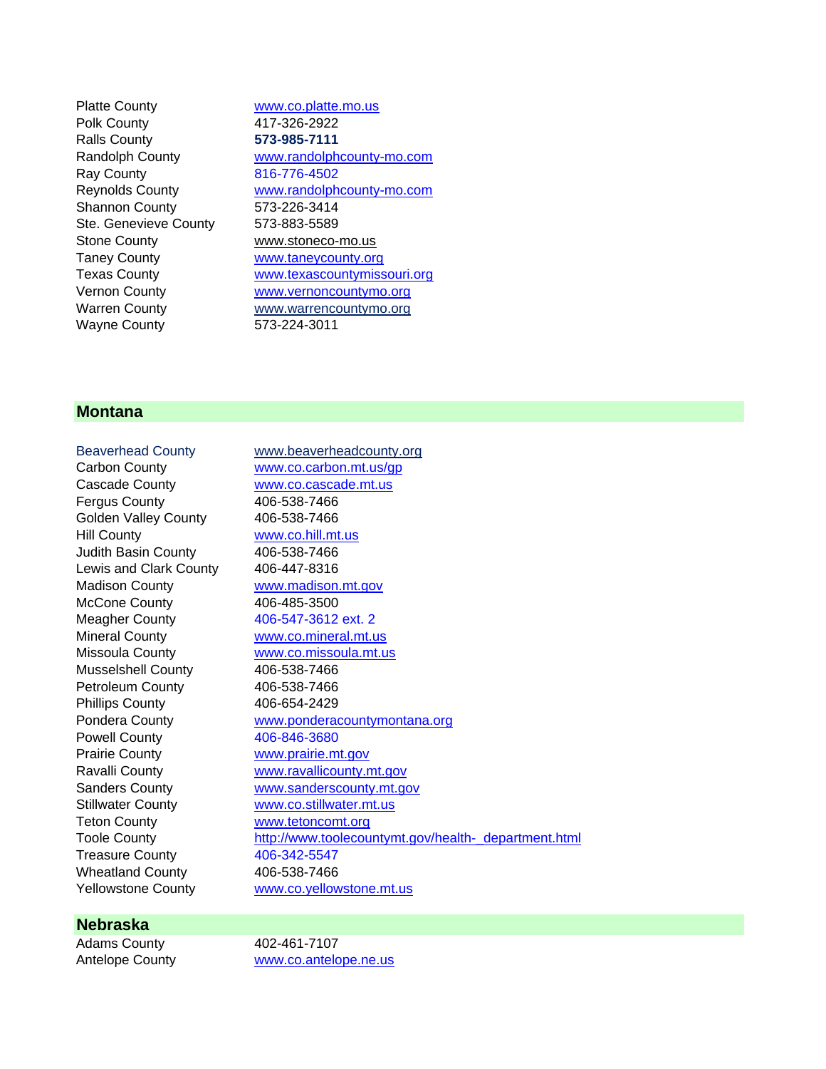| | |
|---|---|
| Platte County | www.co.platte.mo.us |
| Polk County | 417-326-2922 |
| Ralls County | **573-985-7111** |
| Randolph County | www.randolphcounty-mo.com |
| Ray County | 816-776-4502 |
| Reynolds County | www.randolphcounty-mo.com |
| Shannon County | 573-226-3414 |
| Ste. Genevieve County | 573-883-5589 |
| Stone County | www.stoneco-mo.us |
| Taney County | www.taneycounty.org |
| Texas County | www.texascountymissouri.org |
| Vernon County | www.vernoncountymo.org |
| Warren County | www.warrencountymo.org |
| Wayne County | 573-224-3011 |

## Montana

| | |
|---|---|
| Beaverhead County | www.beaverheadcounty.org |
| Carbon County | www.co.carbon.mt.us/gp |
| Cascade County | www.co.cascade.mt.us |
| Fergus County | 406-538-7466 |
| Golden Valley County | 406-538-7466 |
| Hill County | www.co.hill.mt.us |
| Judith Basin County | 406-538-7466 |
| Lewis and Clark County | 406-447-8316 |
| Madison County | www.madison.mt.gov |
| McCone County | 406-485-3500 |
| Meagher County | 406-547-3612 ext. 2 |
| Mineral County | www.co.mineral.mt.us |
| Missoula County | www.co.missoula.mt.us |
| Musselshell County | 406-538-7466 |
| Petroleum County | 406-538-7466 |
| Phillips County | 406-654-2429 |
| Pondera County | www.ponderacountymontana.org |
| Powell County | 406-846-3680 |
| Prairie County | www.prairie.mt.gov |
| Ravalli County | www.ravallicounty.mt.gov |
| Sanders County | www.sanderscounty.mt.gov |
| Stillwater County | www.co.stillwater.mt.us |
| Teton County | www.tetoncomt.org |
| Toole County | http://www.toolecountymt.gov/health-_department.html |
| Treasure County | 406-342-5547 |
| Wheatland County | 406-538-7466 |
| Yellowstone County | www.co.yellowstone.mt.us |

## Nebraska

| | |
|---|---|
| Adams County | 402-461-7107 |
| Antelope County | www.co.antelope.ne.us |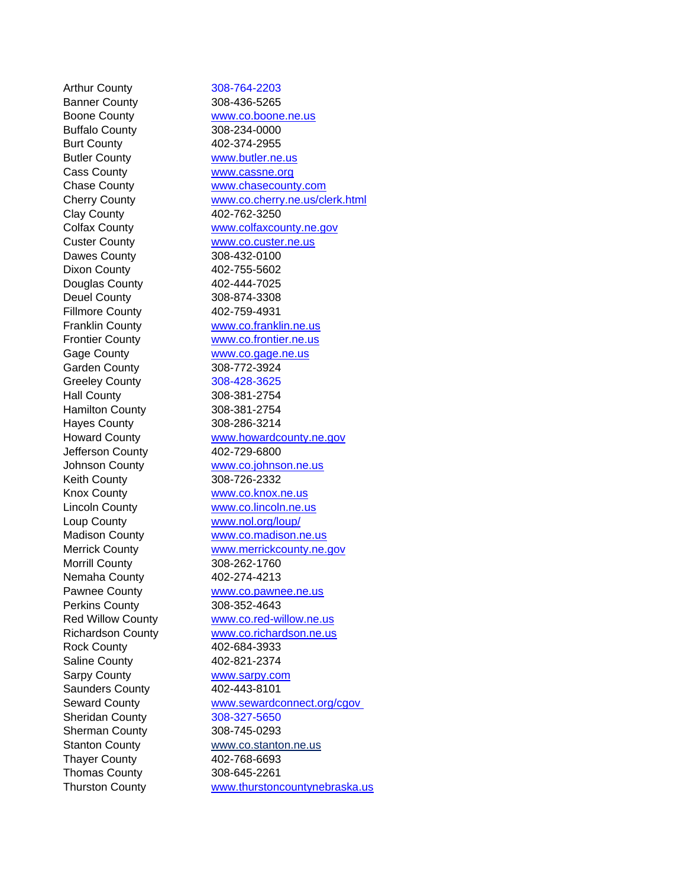| | |
|---|---|
| Arthur County | 308-764-2203 |
| Banner County | 308-436-5265 |
| Boone County | www.co.boone.ne.us |
| Buffalo County | 308-234-0000 |
| Burt County | 402-374-2955 |
| Butler County | www.butler.ne.us |
| Cass County | www.cassne.org |
| Chase County | www.chasecounty.com |
| Cherry County | www.co.cherry.ne.us/clerk.html |
| Clay County | 402-762-3250 |
| Colfax County | www.colfaxcounty.ne.gov |
| Custer County | www.co.custer.ne.us |
| Dawes County | 308-432-0100 |
| Dixon County | 402-755-5602 |
| Douglas County | 402-444-7025 |
| Deuel County | 308-874-3308 |
| Fillmore County | 402-759-4931 |
| Franklin County | www.co.franklin.ne.us |
| Frontier County | www.co.frontier.ne.us |
| Gage County | www.co.gage.ne.us |
| Garden County | 308-772-3924 |
| Greeley County | 308-428-3625 |
| Hall County | 308-381-2754 |
| Hamilton County | 308-381-2754 |
| Hayes County | 308-286-3214 |
| Howard County | www.howardcounty.ne.gov |
| Jefferson County | 402-729-6800 |
| Johnson County | www.co.johnson.ne.us |
| Keith County | 308-726-2332 |
| Knox County | www.co.knox.ne.us |
| Lincoln County | www.co.lincoln.ne.us |
| Loup County | www.nol.org/loup/ |
| Madison County | www.co.madison.ne.us |
| Merrick County | www.merrickcounty.ne.gov |
| Morrill County | 308-262-1760 |
| Nemaha County | 402-274-4213 |
| Pawnee County | www.co.pawnee.ne.us |
| Perkins County | 308-352-4643 |
| Red Willow County | www.co.red-willow.ne.us |
| Richardson County | www.co.richardson.ne.us |
| Rock County | 402-684-3933 |
| Saline County | 402-821-2374 |
| Sarpy County | www.sarpy.com |
| Saunders County | 402-443-8101 |
| Seward County | www.sewardconnect.org/cgov |
| Sheridan County | 308-327-5650 |
| Sherman County | 308-745-0293 |
| Stanton County | www.co.stanton.ne.us |
| Thayer County | 402-768-6693 |
| Thomas County | 308-645-2261 |
| Thurston County | www.thurstoncountynebraska.us |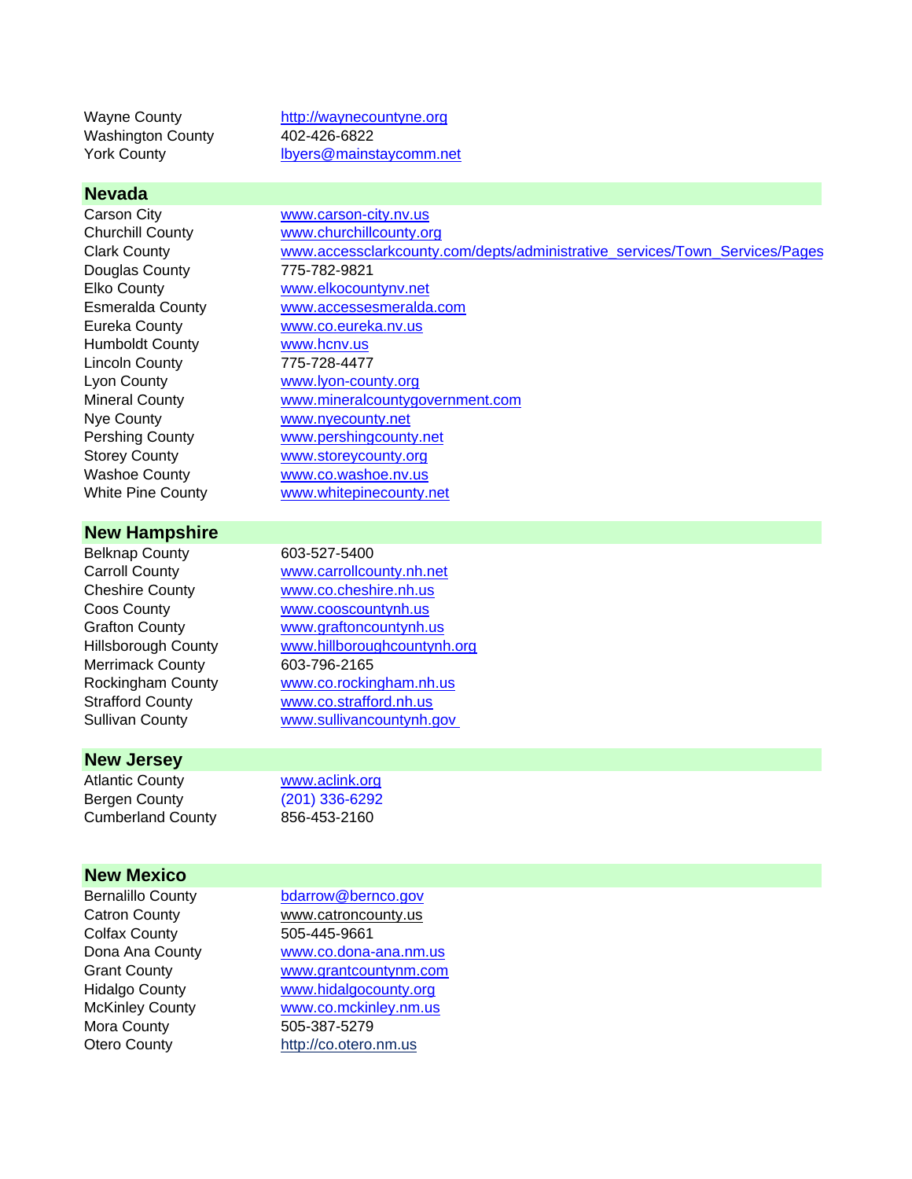| | |
|---|---|
| Wayne County | http://waynecountyne.org |
| Washington County | 402-426-6822 |
| York County | lbyers@mainstaycomm.net |

## Nevada

| | |
|---|---|
| Carson City | www.carson-city.nv.us |
| Churchill County | www.churchillcounty.org |
| Clark County | www.accessclarkcounty.com/depts/administrative_services/Town_Services/Pages |
| Douglas County | 775-782-9821 |
| Elko County | www.elkocountynv.net |
| Esmeralda County | www.accessesmeralda.com |
| Eureka County | www.co.eureka.nv.us |
| Humboldt County | www.hcnv.us |
| Lincoln County | 775-728-4477 |
| Lyon County | www.lyon-county.org |
| Mineral County | www.mineralcountygovernment.com |
| Nye County | www.nyecounty.net |
| Pershing County | www.pershingcounty.net |
| Storey County | www.storeycounty.org |
| Washoe County | www.co.washoe.nv.us |
| White Pine County | www.whitepinecounty.net |

## New Hampshire

| | |
|---|---|
| Belknap County | 603-527-5400 |
| Carroll County | www.carrollcounty.nh.net |
| Cheshire County | www.co.cheshire.nh.us |
| Coos County | www.cooscountynh.us |
| Grafton County | www.graftoncountynh.us |
| Hillsborough County | www.hillboroughcountynh.org |
| Merrimack County | 603-796-2165 |
| Rockingham County | www.co.rockingham.nh.us |
| Strafford County | www.co.strafford.nh.us |
| Sullivan County | www.sullivancountynh.gov |

## New Jersey

| | |
|---|---|
| Atlantic County | www.aclink.org |
| Bergen County | (201) 336-6292 |
| Cumberland County | 856-453-2160 |

## New Mexico

| | |
|---|---|
| Bernalillo County | bdarrow@bernco.gov |
| Catron County | www.catroncounty.us |
| Colfax County | 505-445-9661 |
| Dona Ana County | www.co.dona-ana.nm.us |
| Grant County | www.grantcountynm.com |
| Hidalgo County | www.hidalgocounty.org |
| McKinley County | www.co.mckinley.nm.us |
| Mora County | 505-387-5279 |
| Otero County | http://co.otero.nm.us |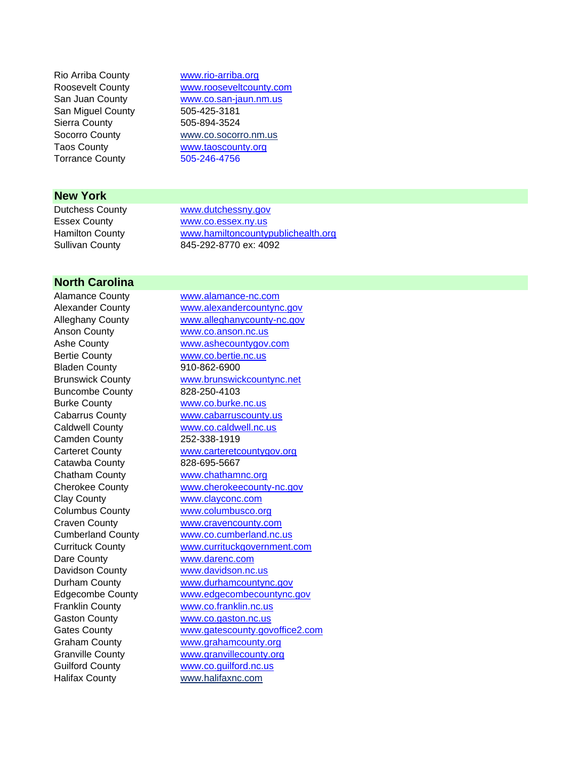| | |
|---|---|
| Rio Arriba County | www.rio-arriba.org |
| Roosevelt County | www.rooseveltcounty.com |
| San Juan County | www.co.san-jaun.nm.us |
| San Miguel County | 505-425-3181 |
| Sierra County | 505-894-3524 |
| Socorro County | www.co.socorro.nm.us |
| Taos County | www.taoscounty.org |
| Torrance County | 505-246-4756 |

## New York

| | |
|---|---|
| Dutchess County | www.dutchessny.gov |
| Essex County | www.co.essex.ny.us |
| Hamilton County | www.hamiltoncountypublichealth.org |
| Sullivan County | 845-292-8770 ex: 4092 |

## North Carolina

| | |
|---|---|
| Alamance County | www.alamance-nc.com |
| Alexander County | www.alexandercountync.gov |
| Alleghany County | www.alleghanycounty-nc.gov |
| Anson County | www.co.anson.nc.us |
| Ashe County | www.ashecountygov.com |
| Bertie County | www.co.bertie.nc.us |
| Bladen County | 910-862-6900 |
| Brunswick County | www.brunswickcountync.net |
| Buncombe County | 828-250-4103 |
| Burke County | www.co.burke.nc.us |
| Cabarrus County | www.cabarruscounty.us |
| Caldwell County | www.co.caldwell.nc.us |
| Camden County | 252-338-1919 |
| Carteret County | www.carteretcountygov.org |
| Catawba County | 828-695-5667 |
| Chatham County | www.chathamnc.org |
| Cherokee County | www.cherokeecounty-nc.gov |
| Clay County | www.clayconc.com |
| Columbus County | www.columbusco.org |
| Craven County | www.cravencounty.com |
| Cumberland County | www.co.cumberland.nc.us |
| Currituck County | www.currituckgovernment.com |
| Dare County | www.darenc.com |
| Davidson County | www.davidson.nc.us |
| Durham County | www.durhamcountync.gov |
| Edgecombe County | www.edgecombecountync.gov |
| Franklin County | www.co.franklin.nc.us |
| Gaston County | www.co.gaston.nc.us |
| Gates County | www.gatescounty.govoffice2.com |
| Graham County | www.grahamcounty.org |
| Granville County | www.granvillecounty.org |
| Guilford County | www.co.guilford.nc.us |
| Halifax County | www.halifaxnc.com |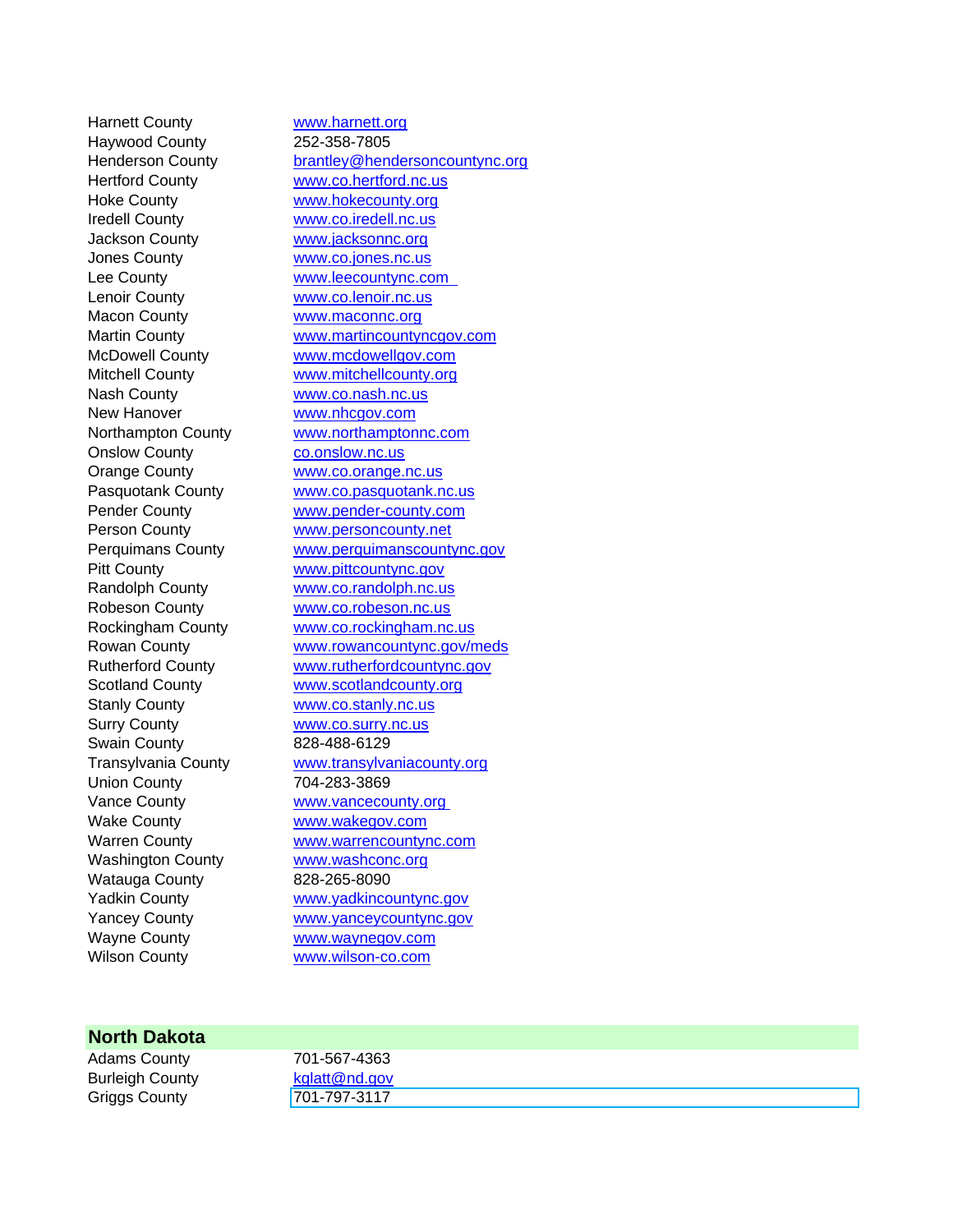| | |
|---|---|
| Harnett County | www.harnett.org |
| Haywood County | 252-358-7805 |
| Henderson County | brantley@hendersoncountync.org |
| Hertford County | www.co.hertford.nc.us |
| Hoke County | www.hokecounty.org |
| Iredell County | www.co.iredell.nc.us |
| Jackson County | www.jacksonnc.org |
| Jones County | www.co.jones.nc.us |
| Lee County | www.leecountync.com |
| Lenoir County | www.co.lenoir.nc.us |
| Macon County | www.maconnc.org |
| Martin County | www.martincountyncgov.com |
| McDowell County | www.mcdowellgov.com |
| Mitchell County | www.mitchellcounty.org |
| Nash County | www.co.nash.nc.us |
| New Hanover | www.nhcgov.com |
| Northampton County | www.northamptonnc.com |
| Onslow County | co.onslow.nc.us |
| Orange County | www.co.orange.nc.us |
| Pasquotank County | www.co.pasquotank.nc.us |
| Pender County | www.pender-county.com |
| Person County | www.personcounty.net |
| Perquimans County | www.perquimanscountync.gov |
| Pitt County | www.pittcountync.gov |
| Randolph County | www.co.randolph.nc.us |
| Robeson County | www.co.robeson.nc.us |
| Rockingham County | www.co.rockingham.nc.us |
| Rowan County | www.rowancountync.gov/meds |
| Rutherford County | www.rutherfordcountync.gov |
| Scotland County | www.scotlandcounty.org |
| Stanly County | www.co.stanly.nc.us |
| Surry County | www.co.surry.nc.us |
| Swain County | 828-488-6129 |
| Transylvania County | www.transylvaniacounty.org |
| Union County | 704-283-3869 |
| Vance County | www.vancecounty.org |
| Wake County | www.wakegov.com |
| Warren County | www.warrencountync.com |
| Washington County | www.washconc.org |
| Watauga County | 828-265-8090 |
| Yadkin County | www.yadkincountync.gov |
| Yancey County | www.yanceycountync.gov |
| Wayne County | www.waynegov.com |
| Wilson County | www.wilson-co.com |

## North Dakota

| | |
|---|---|
| Adams County | 701-567-4363 |
| Burleigh County | kglatt@nd.gov |
| Griggs County | 701-797-3117 |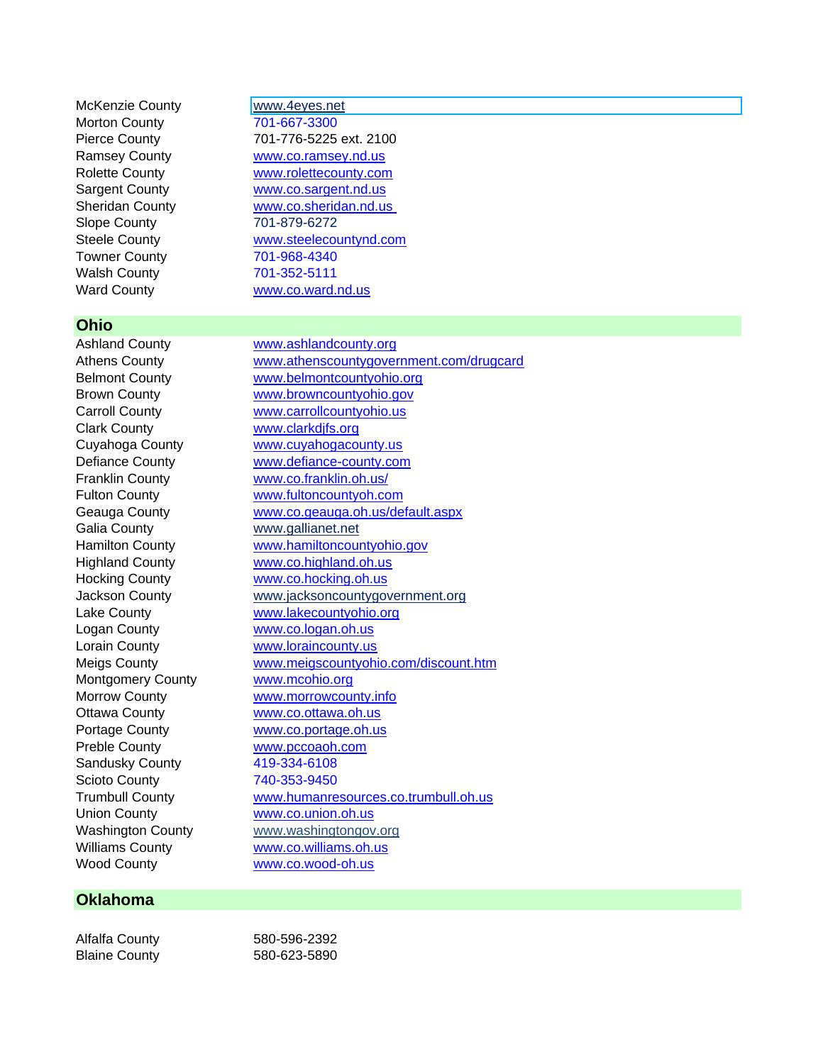| | |
|---|---|
| McKenzie County | www.4eyes.net |
| Morton County | 701-667-3300 |
| Pierce County | 701-776-5225 ext. 2100 |
| Ramsey County | www.co.ramsey.nd.us |
| Rolette County | www.rolettecounty.com |
| Sargent County | www.co.sargent.nd.us |
| Sheridan County | www.co.sheridan.nd.us |
| Slope County | 701-879-6272 |
| Steele County | www.steelecountynd.com |
| Towner County | 701-968-4340 |
| Walsh County | 701-352-5111 |
| Ward County | www.co.ward.nd.us |

## Ohio

| | |
|---|---|
| Ashland County | www.ashlandcounty.org |
| Athens County | www.athenscountygovernment.com/drugcard |
| Belmont County | www.belmontcountyohio.org |
| Brown County | www.browncountyohio.gov |
| Carroll County | www.carrollcountyohio.us |
| Clark County | www.clarkdjfs.org |
| Cuyahoga County | www.cuyahogacounty.us |
| Defiance County | www.defiance-county.com |
| Franklin County | www.co.franklin.oh.us/ |
| Fulton County | www.fultoncountyoh.com |
| Geauga County | www.co.geauga.oh.us/default.aspx |
| Galia County | www.gallianet.net |
| Hamilton County | www.hamiltoncountyohio.gov |
| Highland County | www.co.highland.oh.us |
| Hocking County | www.co.hocking.oh.us |
| Jackson County | www.jacksoncountygovernment.org |
| Lake County | www.lakecountyohio.org |
| Logan County | www.co.logan.oh.us |
| Lorain County | www.loraincounty.us |
| Meigs County | www.meigscountyohio.com/discount.htm |
| Montgomery County | www.mcohio.org |
| Morrow County | www.morrowcounty.info |
| Ottawa County | www.co.ottawa.oh.us |
| Portage County | www.co.portage.oh.us |
| Preble County | www.pccoaoh.com |
| Sandusky County | 419-334-6108 |
| Scioto County | 740-353-9450 |
| Trumbull County | www.humanresources.co.trumbull.oh.us |
| Union County | www.co.union.oh.us |
| Washington County | www.washingtongov.org |
| Williams County | www.co.williams.oh.us |
| Wood County | www.co.wood-oh.us |

## Oklahoma

| | |
|---|---|
| Alfalfa County | 580-596-2392 |
| Blaine County | 580-623-5890 |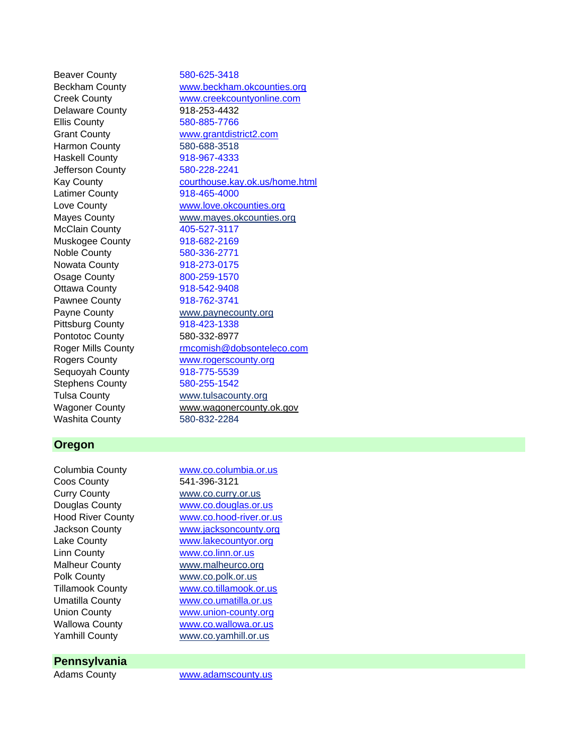| | |
|---|---|
| Beaver County | 580-625-3418 |
| Beckham County | www.beckham.okcounties.org |
| Creek County | www.creekcountyonline.com |
| Delaware County | 918-253-4432 |
| Ellis County | 580-885-7766 |
| Grant County | www.grantdistrict2.com |
| Harmon County | 580-688-3518 |
| Haskell County | 918-967-4333 |
| Jefferson County | 580-228-2241 |
| Kay County | courthouse.kay.ok.us/home.html |
| Latimer County | 918-465-4000 |
| Love County | www.love.okcounties.org |
| Mayes County | www.mayes.okcounties.org |
| McClain County | 405-527-3117 |
| Muskogee County | 918-682-2169 |
| Noble County | 580-336-2771 |
| Nowata County | 918-273-0175 |
| Osage County | 800-259-1570 |
| Ottawa County | 918-542-9408 |
| Pawnee County | 918-762-3741 |
| Payne County | www.paynecounty.org |
| Pittsburg County | 918-423-1338 |
| Pontotoc County | 580-332-8977 |
| Roger Mills County | rmcomish@dobsonteleco.com |
| Rogers County | www.rogerscounty.org |
| Sequoyah County | 918-775-5539 |
| Stephens County | 580-255-1542 |
| Tulsa County | www.tulsacounty.org |
| Wagoner County | www.wagonercounty.ok.gov |
| Washita County | 580-832-2284 |

## Oregon

| | |
|---|---|
| Columbia County | www.co.columbia.or.us |
| Coos County | 541-396-3121 |
| Curry County | www.co.curry.or.us |
| Douglas County | www.co.douglas.or.us |
| Hood River County | www.co.hood-river.or.us |
| Jackson County | www.jacksoncounty.org |
| Lake County | www.lakecountyor.org |
| Linn County | www.co.linn.or.us |
| Malheur County | www.malheurco.org |
| Polk County | www.co.polk.or.us |
| Tillamook County | www.co.tillamook.or.us |
| Umatilla County | www.co.umatilla.or.us |
| Union County | www.union-county.org |
| Wallowa County | www.co.wallowa.or.us |
| Yamhill County | www.co.yamhill.or.us |

## Pennsylvania

| | |
|---|---|
| Adams County | www.adamscounty.us |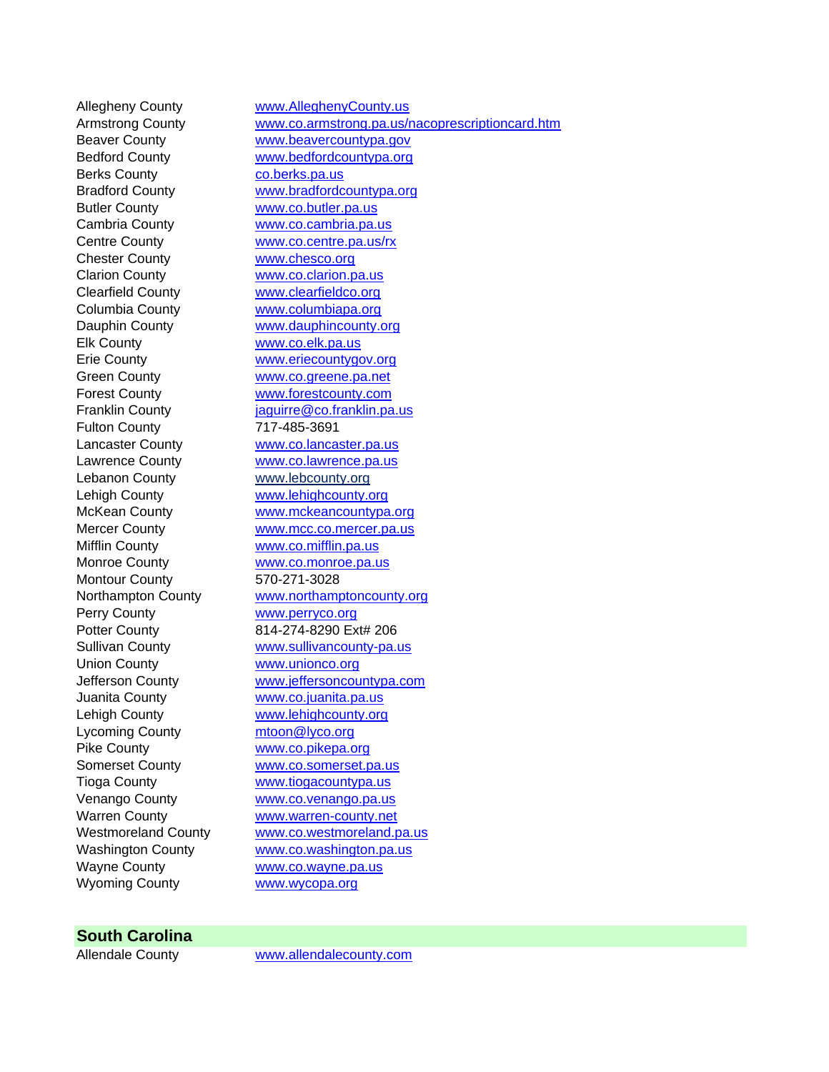| | |
|---|---|
| Allegheny County | www.AlleghenyCounty.us |
| Armstrong County | www.co.armstrong.pa.us/nacoprescriptioncard.htm |
| Beaver County | www.beavercountypa.gov |
| Bedford County | www.bedfordcountypa.org |
| Berks County | co.berks.pa.us |
| Bradford County | www.bradfordcountypa.org |
| Butler County | www.co.butler.pa.us |
| Cambria County | www.co.cambria.pa.us |
| Centre County | www.co.centre.pa.us/rx |
| Chester County | www.chesco.org |
| Clarion County | www.co.clarion.pa.us |
| Clearfield County | www.clearfieldco.org |
| Columbia County | www.columbiapa.org |
| Dauphin County | www.dauphincounty.org |
| Elk County | www.co.elk.pa.us |
| Erie County | www.eriecountygov.org |
| Green County | www.co.greene.pa.net |
| Forest County | www.forestcounty.com |
| Franklin County | jaguirre@co.franklin.pa.us |
| Fulton County | 717-485-3691 |
| Lancaster County | www.co.lancaster.pa.us |
| Lawrence County | www.co.lawrence.pa.us |
| Lebanon County | www.lebcounty.org |
| Lehigh County | www.lehighcounty.org |
| McKean County | www.mckeancountypa.org |
| Mercer County | www.mcc.co.mercer.pa.us |
| Mifflin County | www.co.mifflin.pa.us |
| Monroe County | www.co.monroe.pa.us |
| Montour County | 570-271-3028 |
| Northampton County | www.northamptoncounty.org |
| Perry County | www.perryco.org |
| Potter County | 814-274-8290 Ext# 206 |
| Sullivan County | www.sullivancounty-pa.us |
| Union County | www.unionco.org |
| Jefferson County | www.jeffersoncountypa.com |
| Juanita County | www.co.juanita.pa.us |
| Lehigh County | www.lehighcounty.org |
| Lycoming County | mtoon@lyco.org |
| Pike County | www.co.pikepa.org |
| Somerset County | www.co.somerset.pa.us |
| Tioga County | www.tiogacountypa.us |
| Venango County | www.co.venango.pa.us |
| Warren County | www.warren-county.net |
| Westmoreland County | www.co.westmoreland.pa.us |
| Washington County | www.co.washington.pa.us |
| Wayne County | www.co.wayne.pa.us |
| Wyoming County | www.wycopa.org |

## South Carolina

| | |
|---|---|
| Allendale County | www.allendalecounty.com |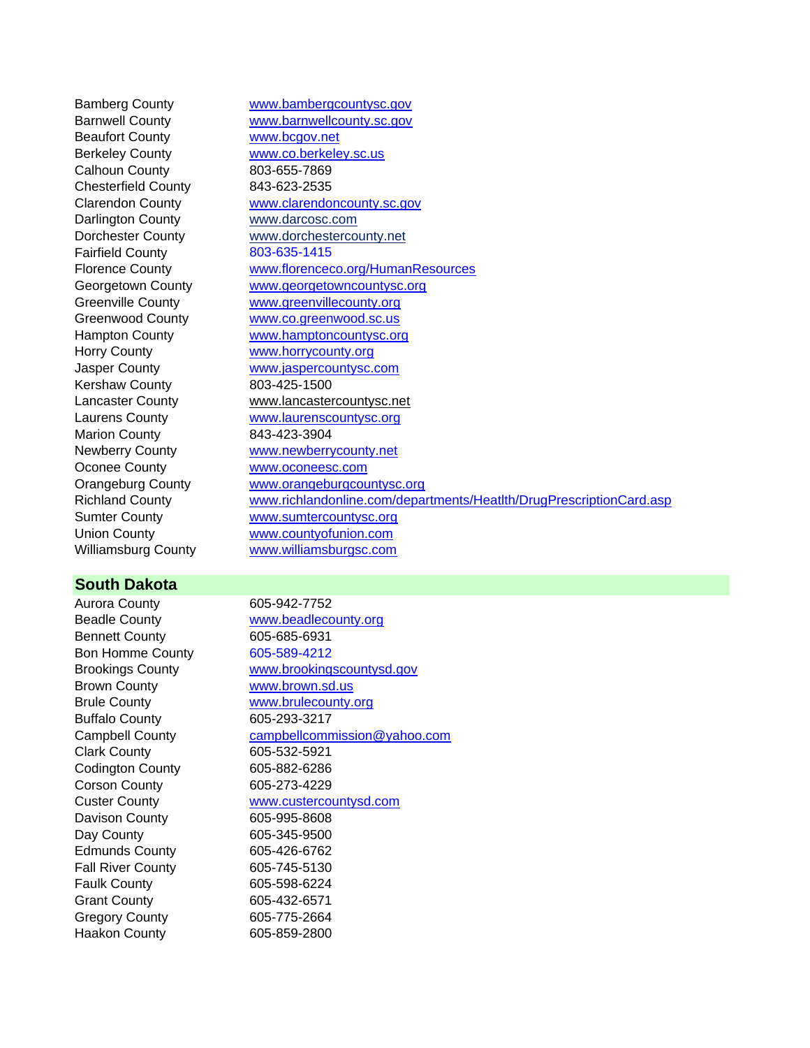| | |
|---|---|
| Bamberg County | www.bambergcountysc.gov |
| Barnwell County | www.barnwellcounty.sc.gov |
| Beaufort County | www.bcgov.net |
| Berkeley County | www.co.berkeley.sc.us |
| Calhoun County | 803-655-7869 |
| Chesterfield County | 843-623-2535 |
| Clarendon County | www.clarendoncounty.sc.gov |
| Darlington County | www.darcosc.com |
| Dorchester County | www.dorchestercounty.net |
| Fairfield County | 803-635-1415 |
| Florence County | www.florenceco.org/HumanResources |
| Georgetown County | www.georgetowncountysc.org |
| Greenville County | www.greenvillecounty.org |
| Greenwood County | www.co.greenwood.sc.us |
| Hampton County | www.hamptoncountysc.org |
| Horry County | www.horrycounty.org |
| Jasper County | www.jaspercountysc.com |
| Kershaw County | 803-425-1500 |
| Lancaster County | www.lancastercountysc.net |
| Laurens County | www.laurenscountysc.org |
| Marion County | 843-423-3904 |
| Newberry County | www.newberrycounty.net |
| Oconee County | www.oconeesc.com |
| Orangeburg County | www.orangeburgcountysc.org |
| Richland County | www.richlandonline.com/departments/Heatlth/DrugPrescriptionCard.asp |
| Sumter County | www.sumtercountysc.org |
| Union County | www.countyofunion.com |
| Williamsburg County | www.williamsburgsc.com |

## South Dakota

| | |
|---|---|
| Aurora County | 605-942-7752 |
| Beadle County | www.beadlecounty.org |
| Bennett County | 605-685-6931 |
| Bon Homme County | 605-589-4212 |
| Brookings County | www.brookingscountysd.gov |
| Brown County | www.brown.sd.us |
| Brule County | www.brulecounty.org |
| Buffalo County | 605-293-3217 |
| Campbell County | campbellcommission@yahoo.com |
| Clark County | 605-532-5921 |
| Codington County | 605-882-6286 |
| Corson County | 605-273-4229 |
| Custer County | www.custercountysd.com |
| Davison County | 605-995-8608 |
| Day County | 605-345-9500 |
| Edmunds County | 605-426-6762 |
| Fall River County | 605-745-5130 |
| Faulk County | 605-598-6224 |
| Grant County | 605-432-6571 |
| Gregory County | 605-775-2664 |
| Haakon County | 605-859-2800 |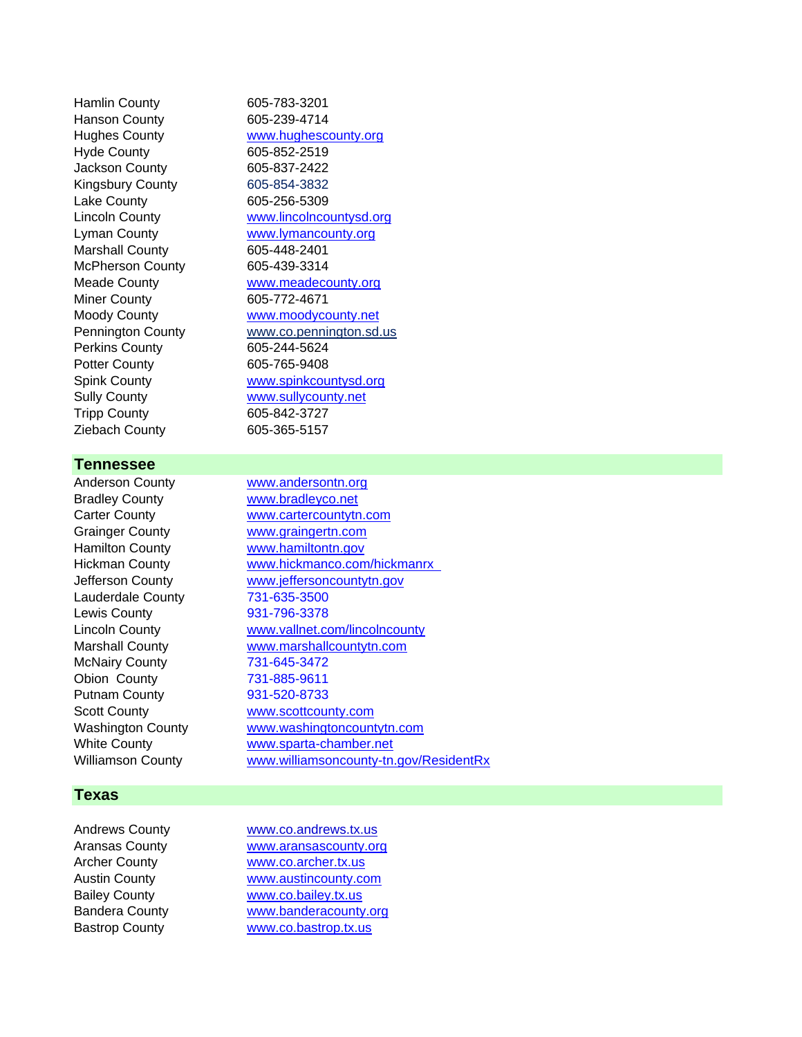| | |
|---|---|
| Hamlin County | 605-783-3201 |
| Hanson County | 605-239-4714 |
| Hughes County | www.hughescounty.org |
| Hyde County | 605-852-2519 |
| Jackson County | 605-837-2422 |
| Kingsbury County | 605-854-3832 |
| Lake County | 605-256-5309 |
| Lincoln County | www.lincolncountysd.org |
| Lyman County | www.lymancounty.org |
| Marshall County | 605-448-2401 |
| McPherson County | 605-439-3314 |
| Meade County | www.meadecounty.org |
| Miner County | 605-772-4671 |
| Moody County | www.moodycounty.net |
| Pennington County | www.co.pennington.sd.us |
| Perkins County | 605-244-5624 |
| Potter County | 605-765-9408 |
| Spink County | www.spinkcountysd.org |
| Sully County | www.sullycounty.net |
| Tripp County | 605-842-3727 |
| Ziebach County | 605-365-5157 |

## Tennessee

| | |
|---|---|
| Anderson County | www.andersontn.org |
| Bradley County | www.bradleyco.net |
| Carter County | www.cartercountytn.com |
| Grainger County | www.graingertn.com |
| Hamilton County | www.hamiltontn.gov |
| Hickman County | www.hickmanco.com/hickmanrx |
| Jefferson County | www.jeffersoncountytn.gov |
| Lauderdale County | 731-635-3500 |
| Lewis County | 931-796-3378 |
| Lincoln County | www.vallnet.com/lincolncounty |
| Marshall County | www.marshallcountytn.com |
| McNairy County | 731-645-3472 |
| Obion County | 731-885-9611 |
| Putnam County | 931-520-8733 |
| Scott County | www.scottcounty.com |
| Washington County | www.washingtoncountytn.com |
| White County | www.sparta-chamber.net |
| Williamson County | www.williamsoncounty-tn.gov/ResidentRx |

## Texas

| | |
|---|---|
| Andrews County | www.co.andrews.tx.us |
| Aransas County | www.aransascounty.org |
| Archer County | www.co.archer.tx.us |
| Austin County | www.austincounty.com |
| Bailey County | www.co.bailey.tx.us |
| Bandera County | www.banderacounty.org |
| Bastrop County | www.co.bastrop.tx.us |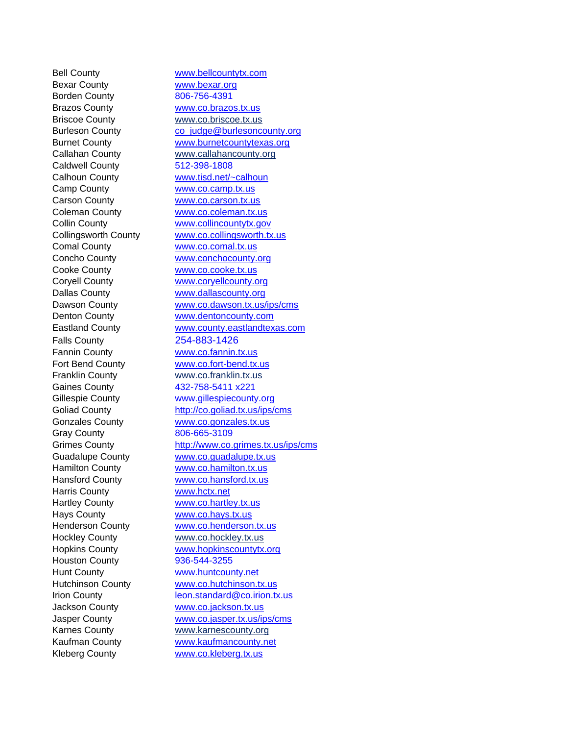| | |
|---|---|
| Bell County | www.bellcountytx.com |
| Bexar County | www.bexar.org |
| Borden County | 806-756-4391 |
| Brazos County | www.co.brazos.tx.us |
| Briscoe County | www.co.briscoe.tx.us |
| Burleson County | co_judge@burlesoncounty.org |
| Burnet County | www.burnetcountytexas.org |
| Callahan County | www.callahancounty.org |
| Caldwell County | 512-398-1808 |
| Calhoun County | www.tisd.net/~calhoun |
| Camp County | www.co.camp.tx.us |
| Carson County | www.co.carson.tx.us |
| Coleman County | www.co.coleman.tx.us |
| Collin County | www.collincountytx.gov |
| Collingsworth County | www.co.collingsworth.tx.us |
| Comal County | www.co.comal.tx.us |
| Concho County | www.conchocounty.org |
| Cooke County | www.co.cooke.tx.us |
| Coryell County | www.coryellcounty.org |
| Dallas County | www.dallascounty.org |
| Dawson County | www.co.dawson.tx.us/ips/cms |
| Denton County | www.dentoncounty.com |
| Eastland County | www.county.eastlandtexas.com |
| Falls County | 254-883-1426 |
| Fannin County | www.co.fannin.tx.us |
| Fort Bend County | www.co.fort-bend.tx.us |
| Franklin County | www.co.franklin.tx.us |
| Gaines County | 432-758-5411 x221 |
| Gillespie County | www.gillespiecounty.org |
| Goliad County | http://co.goliad.tx.us/ips/cms |
| Gonzales County | www.co.gonzales.tx.us |
| Gray County | 806-665-3109 |
| Grimes County | http://www.co.grimes.tx.us/ips/cms |
| Guadalupe County | www.co.guadalupe.tx.us |
| Hamilton County | www.co.hamilton.tx.us |
| Hansford County | www.co.hansford.tx.us |
| Harris County | www.hctx.net |
| Hartley County | www.co.hartley.tx.us |
| Hays County | www.co.hays.tx.us |
| Henderson County | www.co.henderson.tx.us |
| Hockley County | www.co.hockley.tx.us |
| Hopkins County | www.hopkinscountytx.org |
| Houston County | 936-544-3255 |
| Hunt County | www.huntcounty.net |
| Hutchinson County | www.co.hutchinson.tx.us |
| Irion County | leon.standard@co.irion.tx.us |
| Jackson County | www.co.jackson.tx.us |
| Jasper County | www.co.jasper.tx.us/ips/cms |
| Karnes County | www.karnescounty.org |
| Kaufman County | www.kaufmancounty.net |
| Kleberg County | www.co.kleberg.tx.us |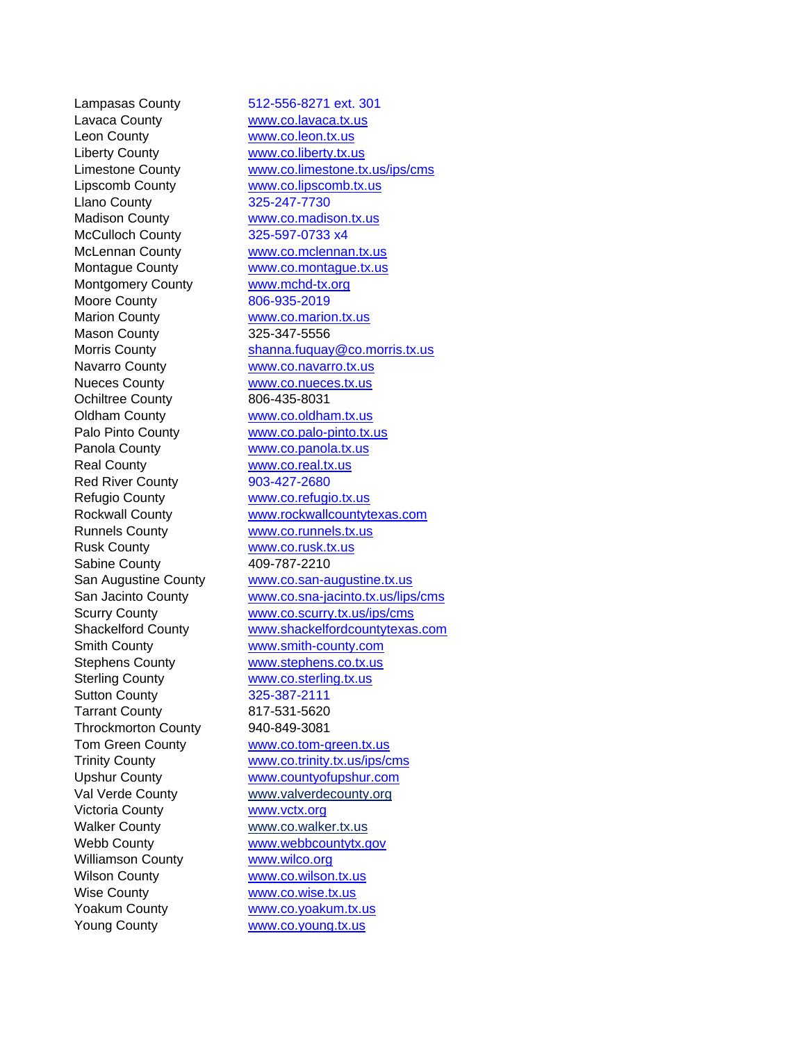| | |
|---|---|
| Lampasas County | 512-556-8271 ext. 301 |
| Lavaca County | www.co.lavaca.tx.us |
| Leon County | www.co.leon.tx.us |
| Liberty County | www.co.liberty.tx.us |
| Limestone County | www.co.limestone.tx.us/ips/cms |
| Lipscomb County | www.co.lipscomb.tx.us |
| Llano County | 325-247-7730 |
| Madison County | www.co.madison.tx.us |
| McCulloch County | 325-597-0733 x4 |
| McLennan County | www.co.mclennan.tx.us |
| Montague County | www.co.montague.tx.us |
| Montgomery County | www.mchd-tx.org |
| Moore County | 806-935-2019 |
| Marion County | www.co.marion.tx.us |
| Mason County | 325-347-5556 |
| Morris County | shanna.fuquay@co.morris.tx.us |
| Navarro County | www.co.navarro.tx.us |
| Nueces County | www.co.nueces.tx.us |
| Ochiltree County | 806-435-8031 |
| Oldham County | www.co.oldham.tx.us |
| Palo Pinto County | www.co.palo-pinto.tx.us |
| Panola County | www.co.panola.tx.us |
| Real County | www.co.real.tx.us |
| Red River County | 903-427-2680 |
| Refugio County | www.co.refugio.tx.us |
| Rockwall County | www.rockwallcountytexas.com |
| Runnels County | www.co.runnels.tx.us |
| Rusk County | www.co.rusk.tx.us |
| Sabine County | 409-787-2210 |
| San Augustine County | www.co.san-augustine.tx.us |
| San Jacinto County | www.co.sna-jacinto.tx.us/ips/cms |
| Scurry County | www.co.scurry.tx.us/ips/cms |
| Shackelford County | www.shackelfordcountytexas.com |
| Smith County | www.smith-county.com |
| Stephens County | www.stephens.co.tx.us |
| Sterling County | www.co.sterling.tx.us |
| Sutton County | 325-387-2111 |
| Tarrant County | 817-531-5620 |
| Throckmorton County | 940-849-3081 |
| Tom Green County | www.co.tom-green.tx.us |
| Trinity County | www.co.trinity.tx.us/ips/cms |
| Upshur County | www.countyofupshur.com |
| Val Verde County | www.valverdecounty.org |
| Victoria County | www.vctx.org |
| Walker County | www.co.walker.tx.us |
| Webb County | www.webbcountytx.gov |
| Williamson County | www.wilco.org |
| Wilson County | www.co.wilson.tx.us |
| Wise County | www.co.wise.tx.us |
| Yoakum County | www.co.yoakum.tx.us |
| Young County | www.co.young.tx.us |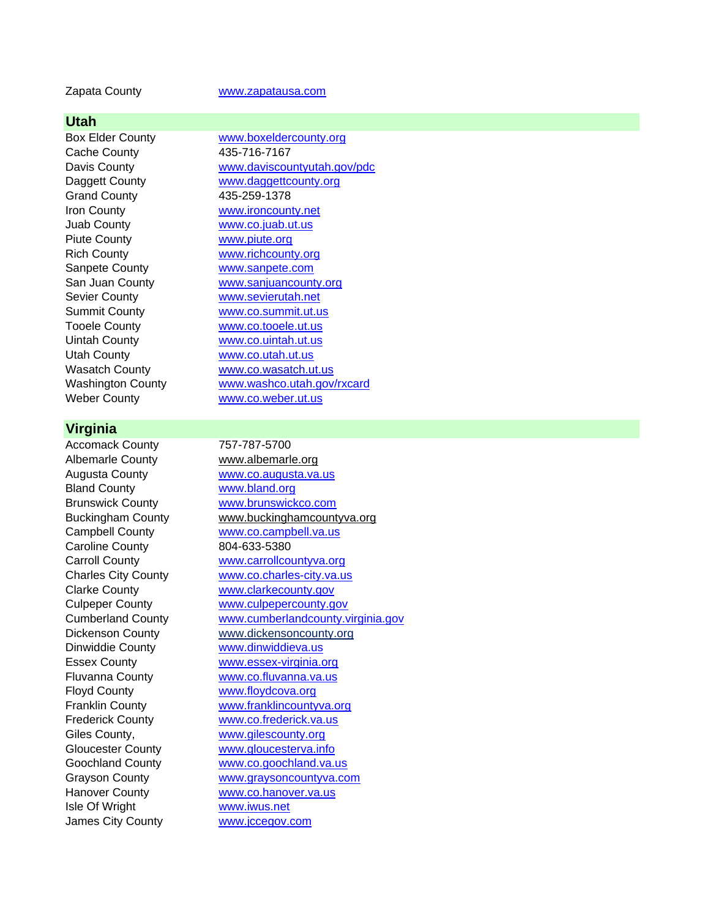| | |
|---|---|
| Zapata County | www.zapatausa.com |

## Utah

| | |
|---|---|
| Box Elder County | www.boxeldercounty.org |
| Cache County | 435-716-7167 |
| Davis County | www.daviscountyutah.gov/pdc |
| Daggett County | www.daggettcounty.org |
| Grand County | 435-259-1378 |
| Iron County | www.ironcounty.net |
| Juab County | www.co.juab.ut.us |
| Piute County | www.piute.org |
| Rich County | www.richcounty.org |
| Sanpete County | www.sanpete.com |
| San Juan County | www.sanjuancounty.org |
| Sevier County | www.sevierutah.net |
| Summit County | www.co.summit.ut.us |
| Tooele County | www.co.tooele.ut.us |
| Uintah County | www.co.uintah.ut.us |
| Utah County | www.co.utah.ut.us |
| Wasatch County | www.co.wasatch.ut.us |
| Washington County | www.washco.utah.gov/rxcard |
| Weber County | www.co.weber.ut.us |

## Virginia

| | |
|---|---|
| Accomack County | 757-787-5700 |
| Albemarle County | www.albemarle.org |
| Augusta County | www.co.augusta.va.us |
| Bland County | www.bland.org |
| Brunswick County | www.brunswickco.com |
| Buckingham County | www.buckinghamcountyva.org |
| Campbell County | www.co.campbell.va.us |
| Caroline County | 804-633-5380 |
| Carroll County | www.carrollcountyva.org |
| Charles City County | www.co.charles-city.va.us |
| Clarke County | www.clarkecounty.gov |
| Culpeper County | www.culpepercounty.gov |
| Cumberland County | www.cumberlandcounty.virginia.gov |
| Dickenson County | www.dickensoncounty.org |
| Dinwiddie County | www.dinwiddieva.us |
| Essex County | www.essex-virginia.org |
| Fluvanna County | www.co.fluvanna.va.us |
| Floyd County | www.floydcova.org |
| Franklin County | www.franklincountyva.org |
| Frederick County | www.co.frederick.va.us |
| Giles County, | www.gilescounty.org |
| Gloucester County | www.gloucesterva.info |
| Goochland County | www.co.goochland.va.us |
| Grayson County | www.graysoncountyva.com |
| Hanover County | www.co.hanover.va.us |
| Isle Of Wright | www.iwus.net |
| James City County | www.jccegov.com |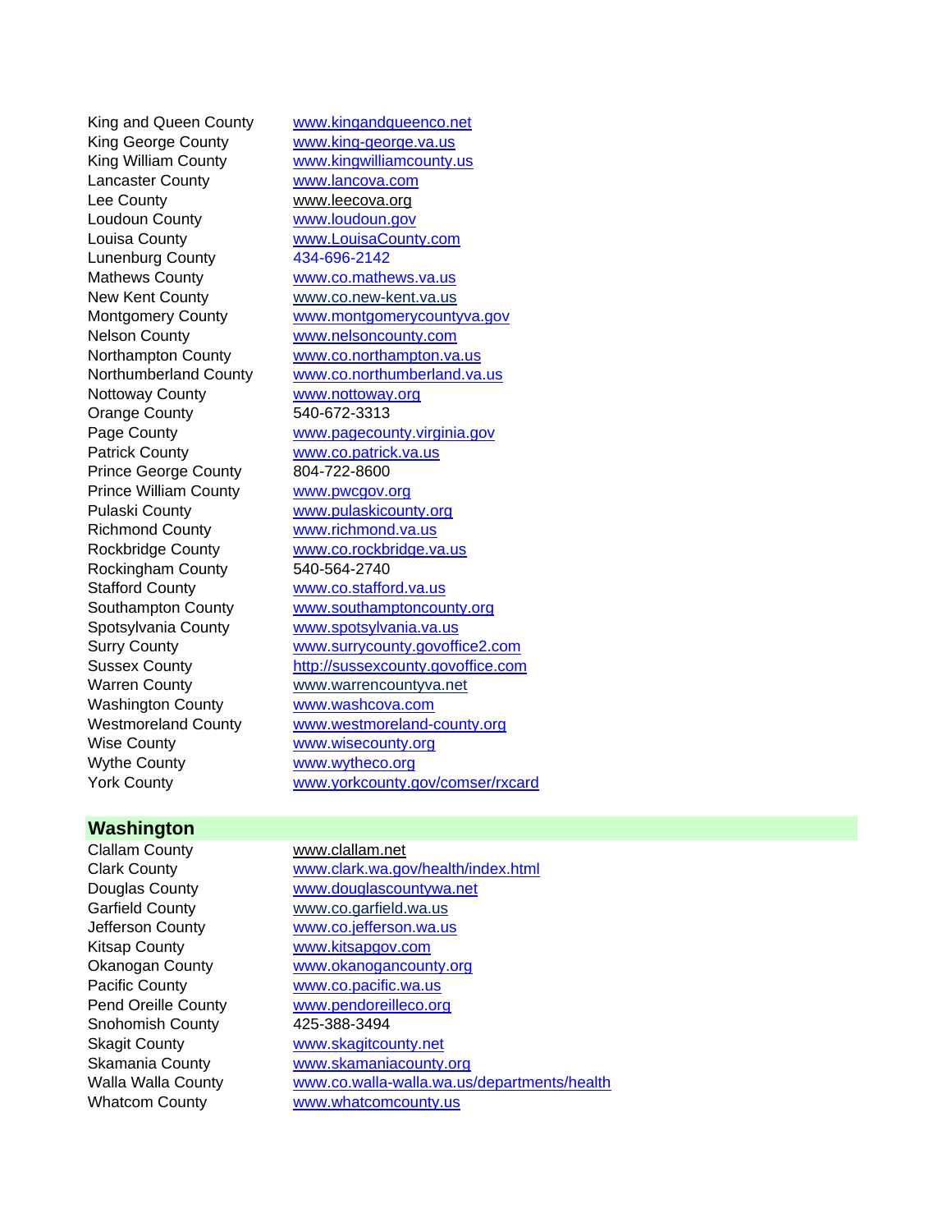| | |
|---|---|
| King and Queen County | www.kingandqueenco.net |
| King George County | www.king-george.va.us |
| King William County | www.kingwilliamcounty.us |
| Lancaster County | www.lancova.com |
| Lee County | www.leecova.org |
| Loudoun County | www.loudoun.gov |
| Louisa County | www.LouisaCounty.com |
| Lunenburg County | 434-696-2142 |
| Mathews County | www.co.mathews.va.us |
| New Kent County | www.co.new-kent.va.us |
| Montgomery County | www.montgomerycountyva.gov |
| Nelson County | www.nelsoncounty.com |
| Northampton County | www.co.northampton.va.us |
| Northumberland County | www.co.northumberland.va.us |
| Nottoway County | www.nottoway.org |
| Orange County | 540-672-3313 |
| Page County | www.pagecounty.virginia.gov |
| Patrick County | www.co.patrick.va.us |
| Prince George County | 804-722-8600 |
| Prince William County | www.pwcgov.org |
| Pulaski County | www.pulaskicounty.org |
| Richmond County | www.richmond.va.us |
| Rockbridge County | www.co.rockbridge.va.us |
| Rockingham County | 540-564-2740 |
| Stafford County | www.co.stafford.va.us |
| Southampton County | www.southamptoncounty.org |
| Spotsylvania County | www.spotsylvania.va.us |
| Surry County | www.surrycounty.govoffice2.com |
| Sussex County | http://sussexcounty.govoffice.com |
| Warren County | www.warrencountyva.net |
| Washington County | www.washcova.com |
| Westmoreland County | www.westmoreland-county.org |
| Wise County | www.wisecounty.org |
| Wythe County | www.wytheco.org |
| York County | www.yorkcounty.gov/comser/rxcard |

## Washington

| | |
|---|---|
| Clallam County | www.clallam.net |
| Clark County | www.clark.wa.gov/health/index.html |
| Douglas County | www.douglascountywa.net |
| Garfield County | www.co.garfield.wa.us |
| Jefferson County | www.co.jefferson.wa.us |
| Kitsap County | www.kitsapgov.com |
| Okanogan County | www.okanogancounty.org |
| Pacific County | www.co.pacific.wa.us |
| Pend Oreille County | www.pendoreilleco.org |
| Snohomish County | 425-388-3494 |
| Skagit County | www.skagitcounty.net |
| Skamania County | www.skamaniacounty.org |
| Walla Walla County | www.co.walla-walla.wa.us/departments/health |
| Whatcom County | www.whatcomcounty.us |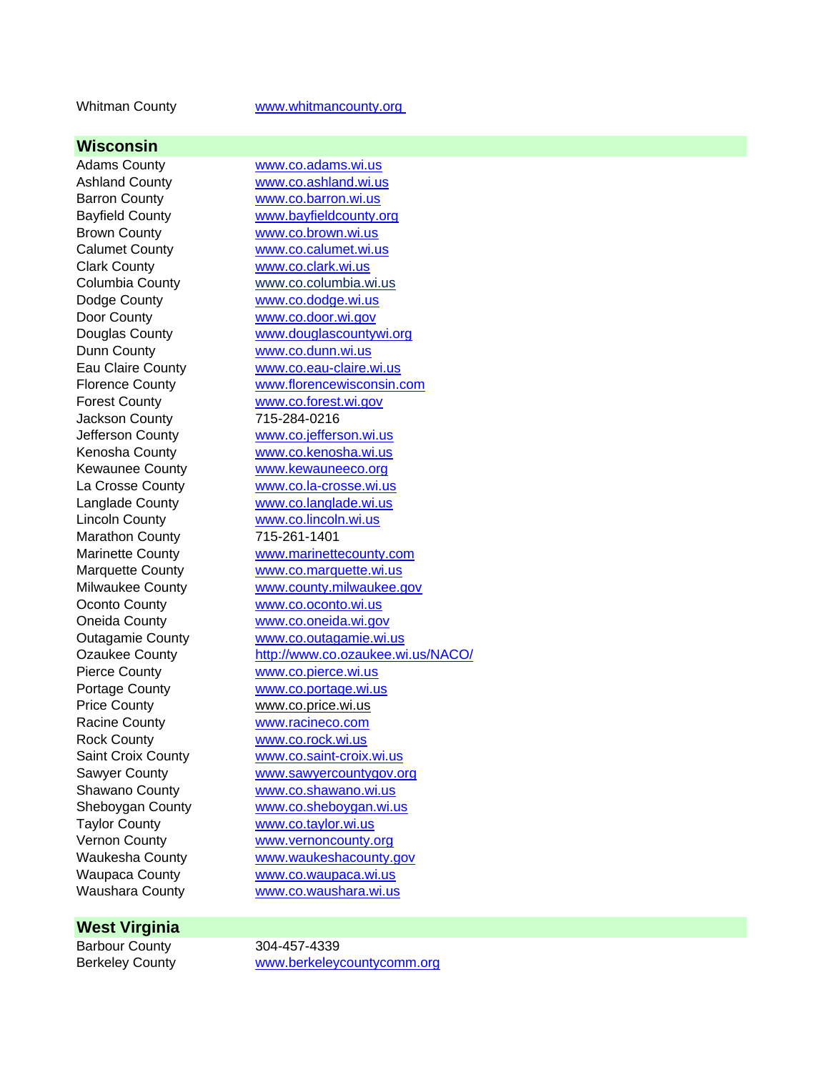| | |
|---|---|
| Whitman County | www.whitmancounty.org |

## Wisconsin

| | |
|---|---|
| Adams County | www.co.adams.wi.us |
| Ashland County | www.co.ashland.wi.us |
| Barron County | www.co.barron.wi.us |
| Bayfield County | www.bayfieldcounty.org |
| Brown County | www.co.brown.wi.us |
| Calumet County | www.co.calumet.wi.us |
| Clark County | www.co.clark.wi.us |
| Columbia County | www.co.columbia.wi.us |
| Dodge County | www.co.dodge.wi.us |
| Door County | www.co.door.wi.gov |
| Douglas County | www.douglascountywi.org |
| Dunn County | www.co.dunn.wi.us |
| Eau Claire County | www.co.eau-claire.wi.us |
| Florence County | www.florencewisconsin.com |
| Forest County | www.co.forest.wi.gov |
| Jackson County | 715-284-0216 |
| Jefferson County | www.co.jefferson.wi.us |
| Kenosha County | www.co.kenosha.wi.us |
| Kewaunee County | www.kewauneeco.org |
| La Crosse County | www.co.la-crosse.wi.us |
| Langlade County | www.co.langlade.wi.us |
| Lincoln County | www.co.lincoln.wi.us |
| Marathon County | 715-261-1401 |
| Marinette County | www.marinettecounty.com |
| Marquette County | www.co.marquette.wi.us |
| Milwaukee County | www.county.milwaukee.gov |
| Oconto County | www.co.oconto.wi.us |
| Oneida County | www.co.oneida.wi.gov |
| Outagamie County | www.co.outagamie.wi.us |
| Ozaukee County | http://www.co.ozaukee.wi.us/NACO/ |
| Pierce County | www.co.pierce.wi.us |
| Portage County | www.co.portage.wi.us |
| Price County | www.co.price.wi.us |
| Racine County | www.racineco.com |
| Rock County | www.co.rock.wi.us |
| Saint Croix County | www.co.saint-croix.wi.us |
| Sawyer County | www.sawyercountygov.org |
| Shawano County | www.co.shawano.wi.us |
| Sheboygan County | www.co.sheboygan.wi.us |
| Taylor County | www.co.taylor.wi.us |
| Vernon County | www.vernoncounty.org |
| Waukesha County | www.waukeshacounty.gov |
| Waupaca County | www.co.waupaca.wi.us |
| Waushara County | www.co.waushara.wi.us |

## West Virginia

| | |
|---|---|
| Barbour County | 304-457-4339 |
| Berkeley County | www.berkeleycountycomm.org |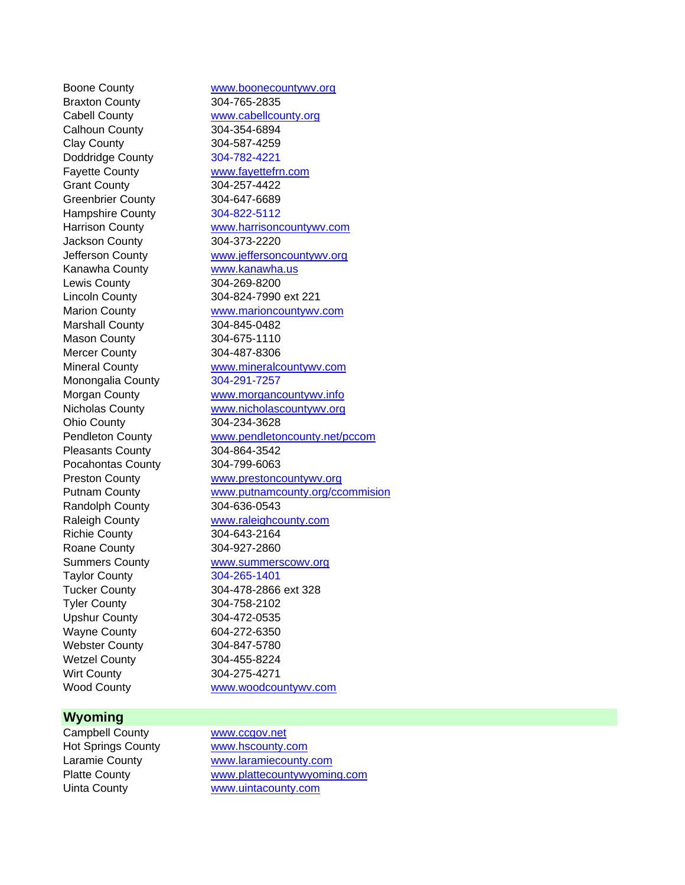| | |
|---|---|
| Boone County | www.boonecountywv.org |
| Braxton County | 304-765-2835 |
| Cabell County | www.cabellcounty.org |
| Calhoun County | 304-354-6894 |
| Clay County | 304-587-4259 |
| Doddridge County | 304-782-4221 |
| Fayette County | www.fayettefrn.com |
| Grant County | 304-257-4422 |
| Greenbrier County | 304-647-6689 |
| Hampshire County | 304-822-5112 |
| Harrison County | www.harrisoncountywv.com |
| Jackson County | 304-373-2220 |
| Jefferson County | www.jeffersoncountywv.org |
| Kanawha County | www.kanawha.us |
| Lewis County | 304-269-8200 |
| Lincoln County | 304-824-7990 ext 221 |
| Marion County | www.marioncountywv.com |
| Marshall County | 304-845-0482 |
| Mason County | 304-675-1110 |
| Mercer County | 304-487-8306 |
| Mineral County | www.mineralcountywv.com |
| Monongalia County | 304-291-7257 |
| Morgan County | www.morgancountywv.info |
| Nicholas County | www.nicholascountywv.org |
| Ohio County | 304-234-3628 |
| Pendleton County | www.pendletoncounty.net/pccom |
| Pleasants County | 304-864-3542 |
| Pocahontas County | 304-799-6063 |
| Preston County | www.prestoncountywv.org |
| Putnam County | www.putnamcounty.org/ccommision |
| Randolph County | 304-636-0543 |
| Raleigh County | www.raleighcounty.com |
| Richie County | 304-643-2164 |
| Roane County | 304-927-2860 |
| Summers County | www.summerscowv.org |
| Taylor County | 304-265-1401 |
| Tucker County | 304-478-2866 ext 328 |
| Tyler County | 304-758-2102 |
| Upshur County | 304-472-0535 |
| Wayne County | 604-272-6350 |
| Webster County | 304-847-5780 |
| Wetzel County | 304-455-8224 |
| Wirt County | 304-275-4271 |
| Wood County | www.woodcountywv.com |

## Wyoming

| | |
|---|---|
| Campbell County | www.ccgov.net |
| Hot Springs County | www.hscounty.com |
| Laramie County | www.laramiecounty.com |
| Platte County | www.plattecountywyoming.com |
| Uinta County | www.uintacounty.com |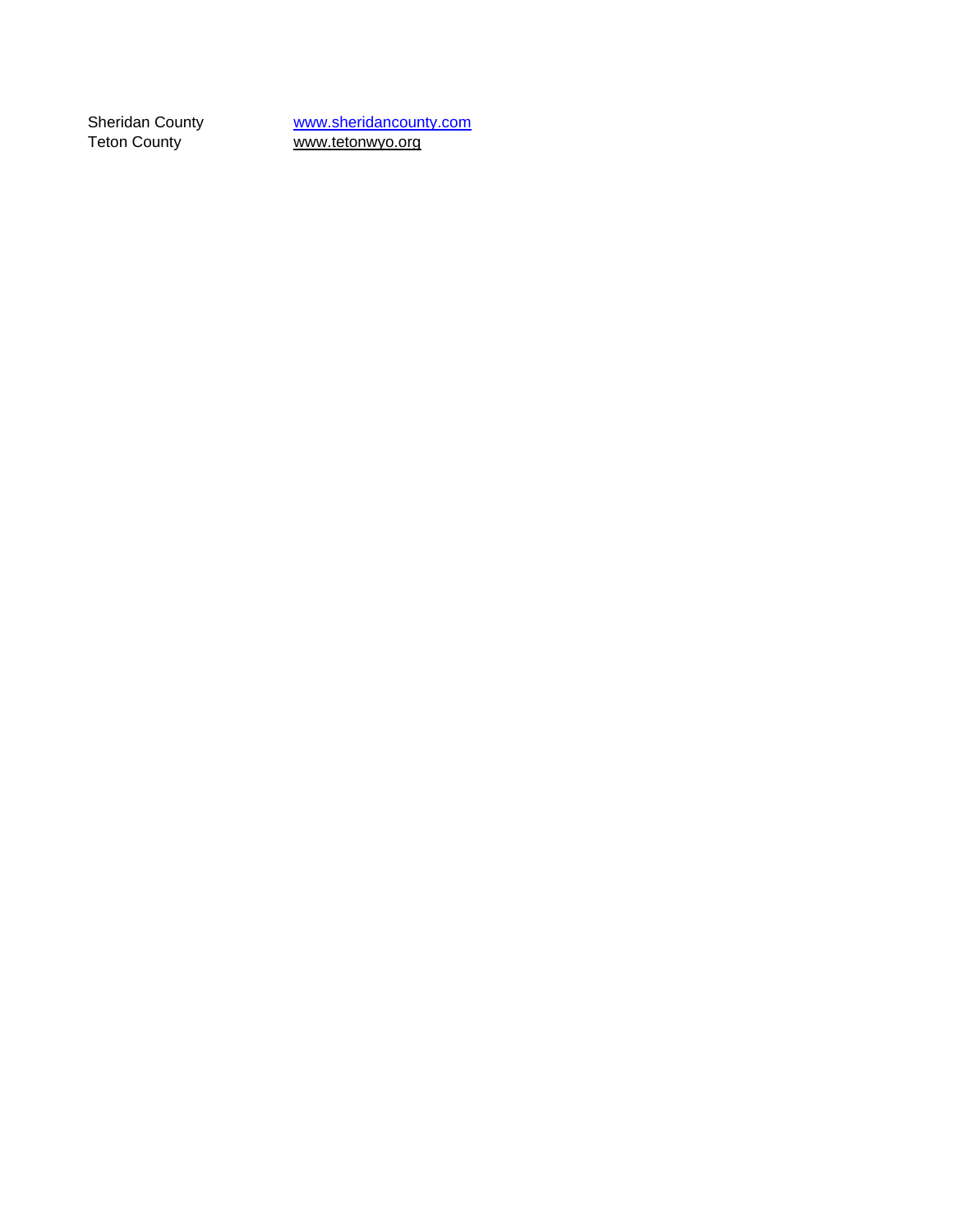| | |
|---|---|
| Sheridan County | www.sheridancounty.com |
| Teton County | www.tetonwyo.org |